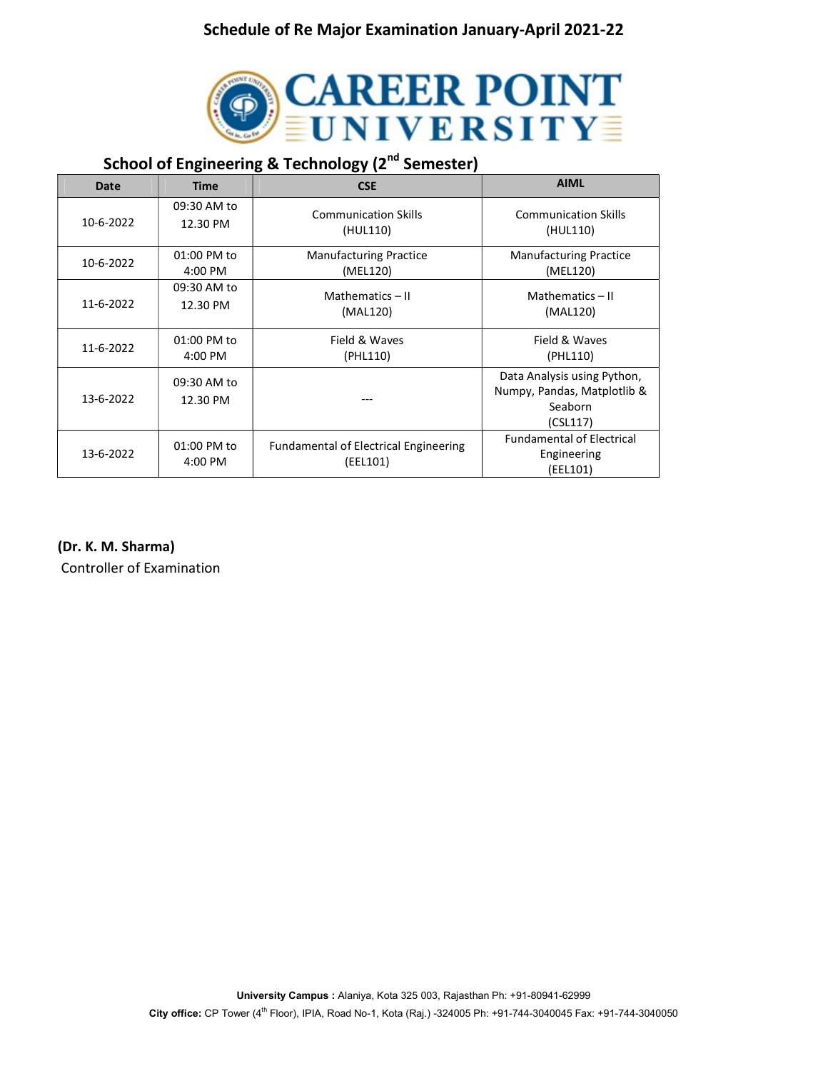# Schedule of Re Major Examination January-April 2021-22

# CAREER POINT UNIVERSITY

## School of Engineering & Technology (2nd Semester)

| Date | Time | CSE | AIML |
|---|---|---|---|
| 10-6-2022 | 09:30 AM to 12.30 PM | Communication Skills (HUL110) | Communication Skills (HUL110) |
| 10-6-2022 | 01:00 PM to 4:00 PM | Manufacturing Practice (MEL120) | Manufacturing Practice (MEL120) |
| 11-6-2022 | 09:30 AM to 12.30 PM | Mathematics – II (MAL120) | Mathematics – II (MAL120) |
| 11-6-2022 | 01:00 PM to 4:00 PM | Field & Waves (PHL110) | Field & Waves (PHL110) |
| 13-6-2022 | 09:30 AM to 12.30 PM | --- | Data Analysis using Python, Numpy, Pandas, Matplotlib & Seaborn (CSL117) |
| 13-6-2022 | 01:00 PM to 4:00 PM | Fundamental of Electrical Engineering (EEL101) | Fundamental of Electrical Engineering (EEL101) |

**(Dr. K. M. Sharma)**
Controller of Examination

**University Campus :** Alaniya, Kota 325 003, Rajasthan Ph: +91-80941-62999
**City office:** CP Tower (4th Floor), IPIA, Road No-1, Kota (Raj.) -324005 Ph: +91-744-3040045 Fax: +91-744-3040050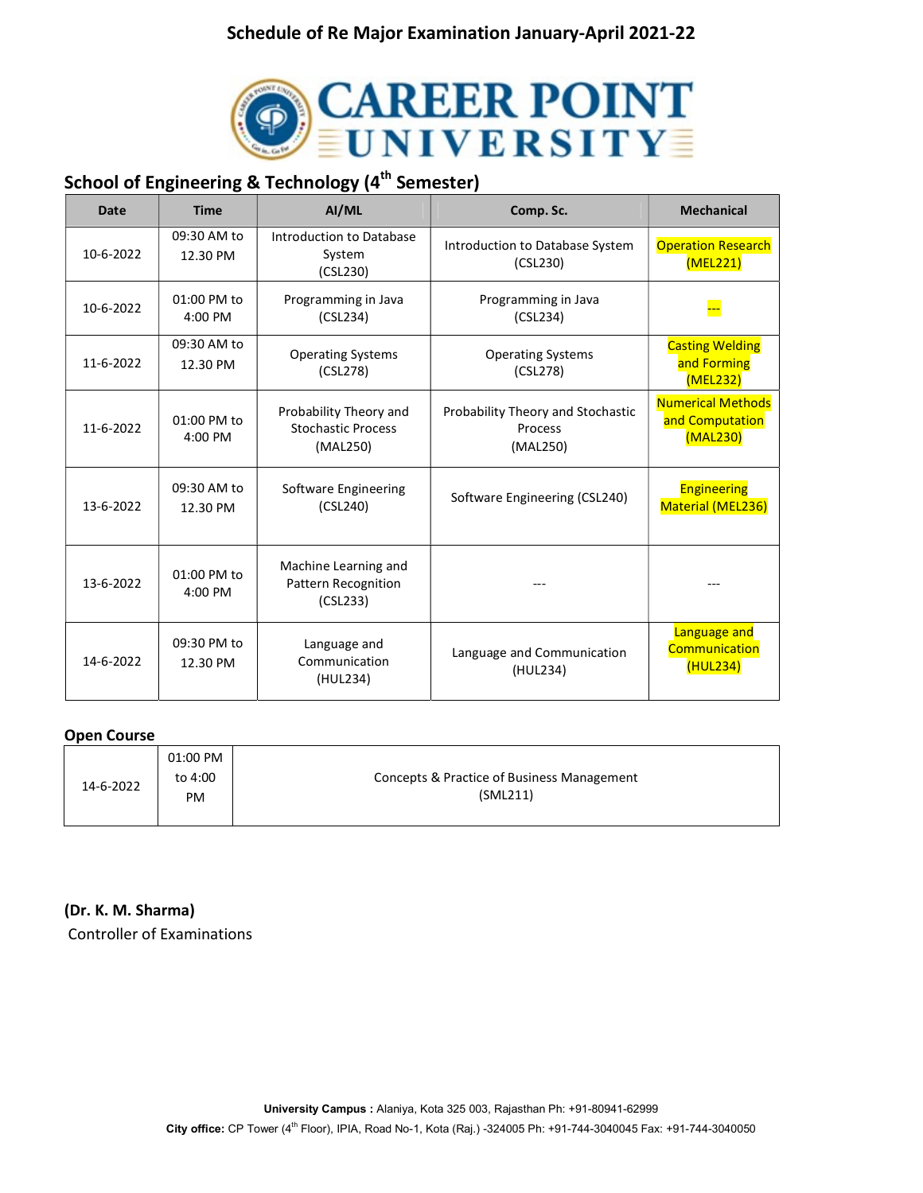# Schedule of Re Major Examination January-April 2021-22

CAREER POINT UNIVERSITY

## School of Engineering & Technology (4th Semester)

| Date | Time | AI/ML | Comp. Sc. | Mechanical |
|---|---|---|---|---|
| 10-6-2022 | 09:30 AM to 12.30 PM | Introduction to Database System (CSL230) | Introduction to Database System (CSL230) | Operation Research (MEL221) |
| 10-6-2022 | 01:00 PM to 4:00 PM | Programming in Java (CSL234) | Programming in Java (CSL234) | --- |
| 11-6-2022 | 09:30 AM to 12.30 PM | Operating Systems (CSL278) | Operating Systems (CSL278) | Casting Welding and Forming (MEL232) |
| 11-6-2022 | 01:00 PM to 4:00 PM | Probability Theory and Stochastic Process (MAL250) | Probability Theory and Stochastic Process (MAL250) | Numerical Methods and Computation (MAL230) |
| 13-6-2022 | 09:30 AM to 12.30 PM | Software Engineering (CSL240) | Software Engineering (CSL240) | Engineering Material (MEL236) |
| 13-6-2022 | 01:00 PM to 4:00 PM | Machine Learning and Pattern Recognition (CSL233) | --- | --- |
| 14-6-2022 | 09:30 PM to 12.30 PM | Language and Communication (HUL234) | Language and Communication (HUL234) | Language and Communication (HUL234) |

**Open Course**

| Date | Time | Course |
|---|---|---|
| 14-6-2022 | 01:00 PM to 4:00 PM | Concepts & Practice of Business Management (SML211) |

**(Dr. K. M. Sharma)**

Controller of Examinations

**University Campus :** Alaniya, Kota 325 003, Rajasthan Ph: +91-80941-62999

**City office:** CP Tower (4th Floor), IPIA, Road No-1, Kota (Raj.) -324005 Ph: +91-744-3040045 Fax: +91-744-3040050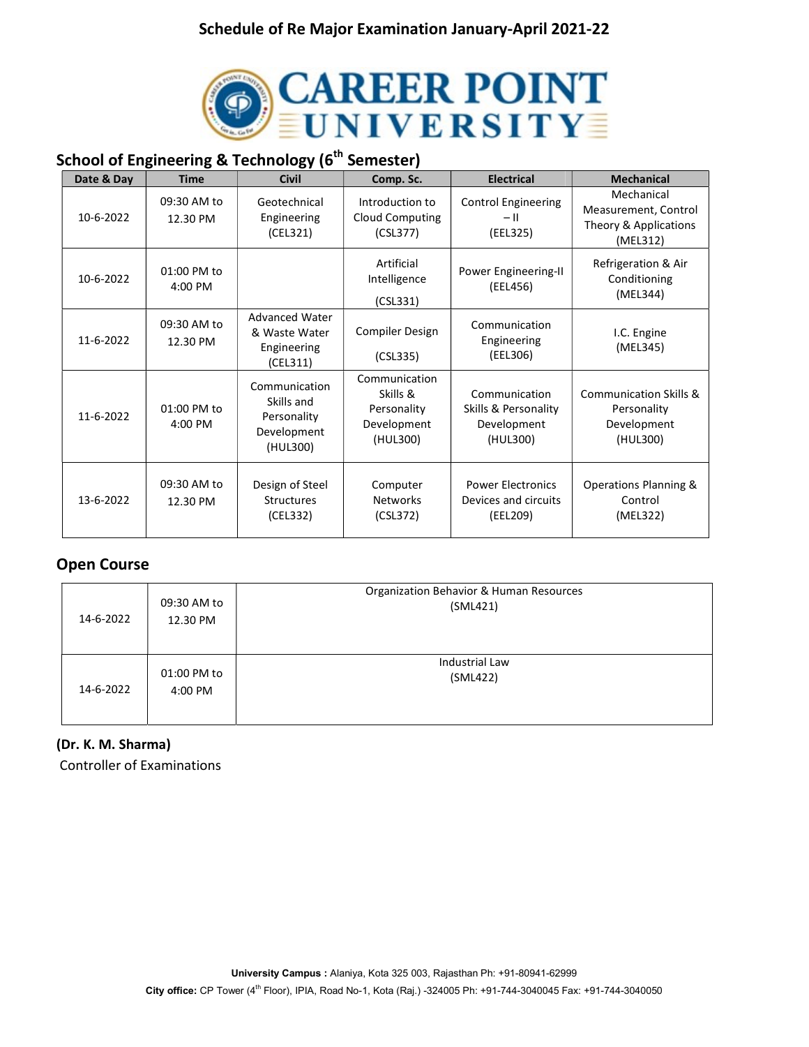# Schedule of Re Major Examination January-April 2021-22

CAREER POINT UNIVERSITY

## School of Engineering & Technology (6th Semester)

| Date & Day | Time | Civil | Comp. Sc. | Electrical | Mechanical |
|---|---|---|---|---|---|
| 10-6-2022 | 09:30 AM to 12.30 PM | Geotechnical Engineering (CEL321) | Introduction to Cloud Computing (CSL377) | Control Engineering – II (EEL325) | Mechanical Measurement, Control Theory & Applications (MEL312) |
| 10-6-2022 | 01:00 PM to 4:00 PM | | Artificial Intelligence (CSL331) | Power Engineering-II (EEL456) | Refrigeration & Air Conditioning (MEL344) |
| 11-6-2022 | 09:30 AM to 12.30 PM | Advanced Water & Waste Water Engineering (CEL311) | Compiler Design (CSL335) | Communication Engineering (EEL306) | I.C. Engine (MEL345) |
| 11-6-2022 | 01:00 PM to 4:00 PM | Communication Skills and Personality Development (HUL300) | Communication Skills & Personality Development (HUL300) | Communication Skills & Personality Development (HUL300) | Communication Skills & Personality Development (HUL300) |
| 13-6-2022 | 09:30 AM to 12.30 PM | Design of Steel Structures (CEL332) | Computer Networks (CSL372) | Power Electronics Devices and circuits (EEL209) | Operations Planning & Control (MEL322) |

## Open Course

| Date | Time | Course |
|---|---|---|
| 14-6-2022 | 09:30 AM to 12.30 PM | Organization Behavior & Human Resources (SML421) |
| 14-6-2022 | 01:00 PM to 4:00 PM | Industrial Law (SML422) |

**(Dr. K. M. Sharma)**
Controller of Examinations

**University Campus :** Alaniya, Kota 325 003, Rajasthan Ph: +91-80941-62999
**City office:** CP Tower (4th Floor), IPIA, Road No-1, Kota (Raj.) -324005 Ph: +91-744-3040045 Fax: +91-744-3040050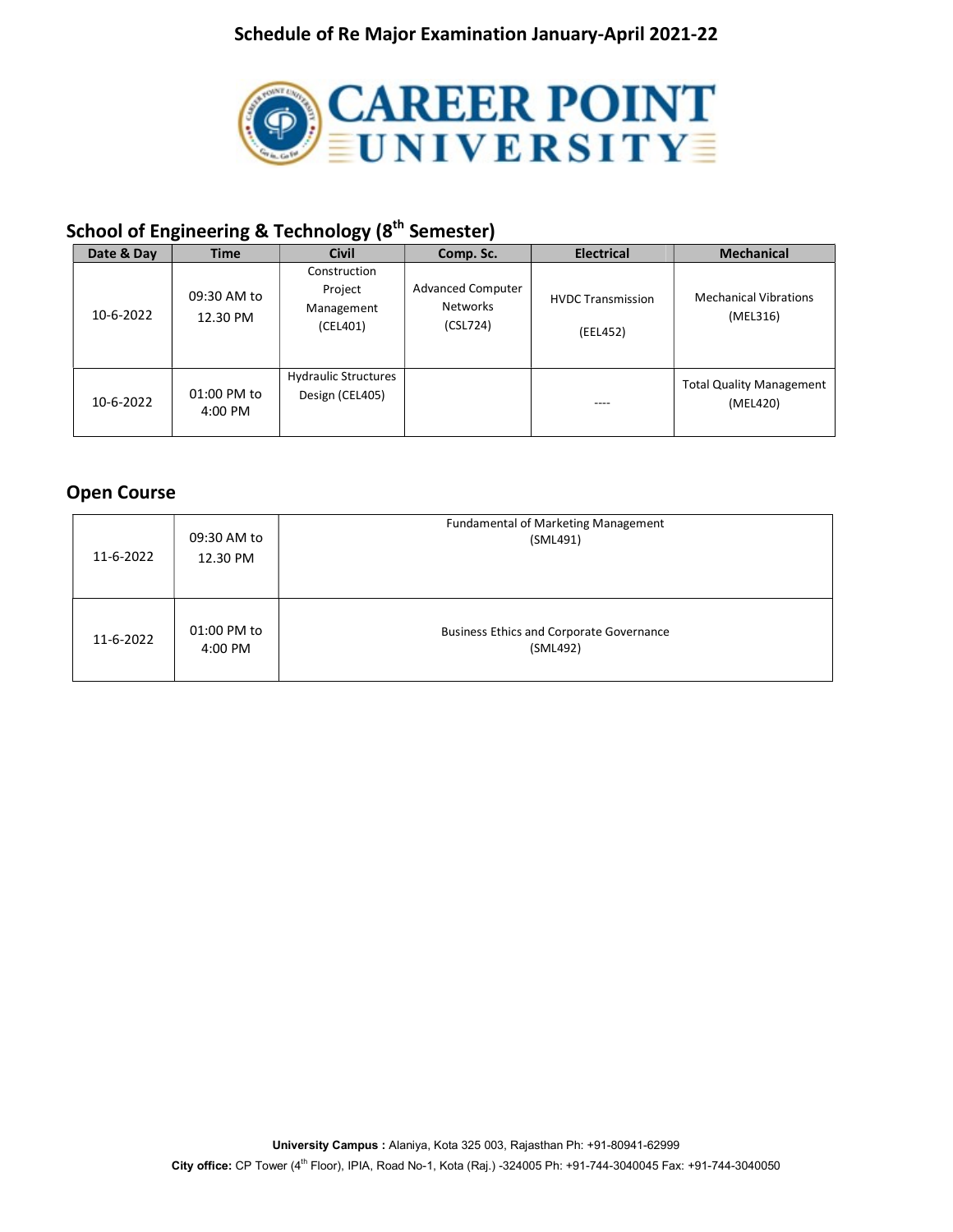# Schedule of Re Major Examination January-April 2021-22

CAREER POINT UNIVERSITY

## School of Engineering & Technology (8th Semester)

| Date & Day | Time | Civil | Comp. Sc. | Electrical | Mechanical |
|---|---|---|---|---|---|
| 10-6-2022 | 09:30 AM to 12.30 PM | Construction Project Management (CEL401) | Advanced Computer Networks (CSL724) | HVDC Transmission (EEL452) | Mechanical Vibrations (MEL316) |
| 10-6-2022 | 01:00 PM to 4:00 PM | Hydraulic Structures Design (CEL405) | | ---- | Total Quality Management (MEL420) |

## Open Course

| | | |
|---|---|---|
| 11-6-2022 | 09:30 AM to 12.30 PM | Fundamental of Marketing Management (SML491) |
| 11-6-2022 | 01:00 PM to 4:00 PM | Business Ethics and Corporate Governance (SML492) |

**University Campus :** Alaniya, Kota 325 003, Rajasthan Ph: +91-80941-62999
**City office:** CP Tower (4th Floor), IPIA, Road No-1, Kota (Raj.) -324005 Ph: +91-744-3040045 Fax: +91-744-3040050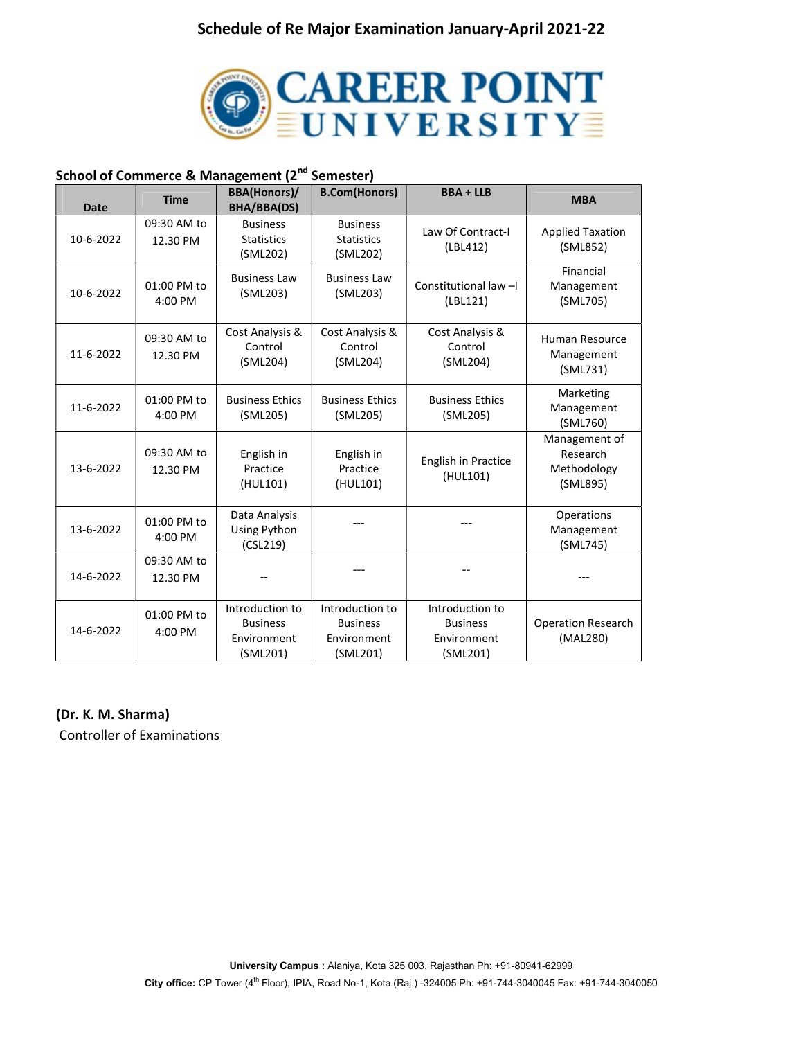# Schedule of Re Major Examination January-April 2021-22

CAREER POINT UNIVERSITY

## School of Commerce & Management (2nd Semester)

| Date | Time | BBA(Honors)/ BHA/BBA(DS) | B.Com(Honors) | BBA + LLB | MBA |
|---|---|---|---|---|---|
| 10-6-2022 | 09:30 AM to 12.30 PM | Business Statistics (SML202) | Business Statistics (SML202) | Law Of Contract-I (LBL412) | Applied Taxation (SML852) |
| 10-6-2022 | 01:00 PM to 4:00 PM | Business Law (SML203) | Business Law (SML203) | Constitutional law –I (LBL121) | Financial Management (SML705) |
| 11-6-2022 | 09:30 AM to 12.30 PM | Cost Analysis & Control (SML204) | Cost Analysis & Control (SML204) | Cost Analysis & Control (SML204) | Human Resource Management (SML731) |
| 11-6-2022 | 01:00 PM to 4:00 PM | Business Ethics (SML205) | Business Ethics (SML205) | Business Ethics (SML205) | Marketing Management (SML760) |
| 13-6-2022 | 09:30 AM to 12.30 PM | English in Practice (HUL101) | English in Practice (HUL101) | English in Practice (HUL101) | Management of Research Methodology (SML895) |
| 13-6-2022 | 01:00 PM to 4:00 PM | Data Analysis Using Python (CSL219) | --- | --- | Operations Management (SML745) |
| 14-6-2022 | 09:30 AM to 12.30 PM | -- | --- | -- | --- |
| 14-6-2022 | 01:00 PM to 4:00 PM | Introduction to Business Environment (SML201) | Introduction to Business Environment (SML201) | Introduction to Business Environment (SML201) | Operation Research (MAL280) |

**(Dr. K. M. Sharma)**
Controller of Examinations

**University Campus :** Alaniya, Kota 325 003, Rajasthan Ph: +91-80941-62999
**City office:** CP Tower (4th Floor), IPIA, Road No-1, Kota (Raj.) -324005 Ph: +91-744-3040045 Fax: +91-744-3040050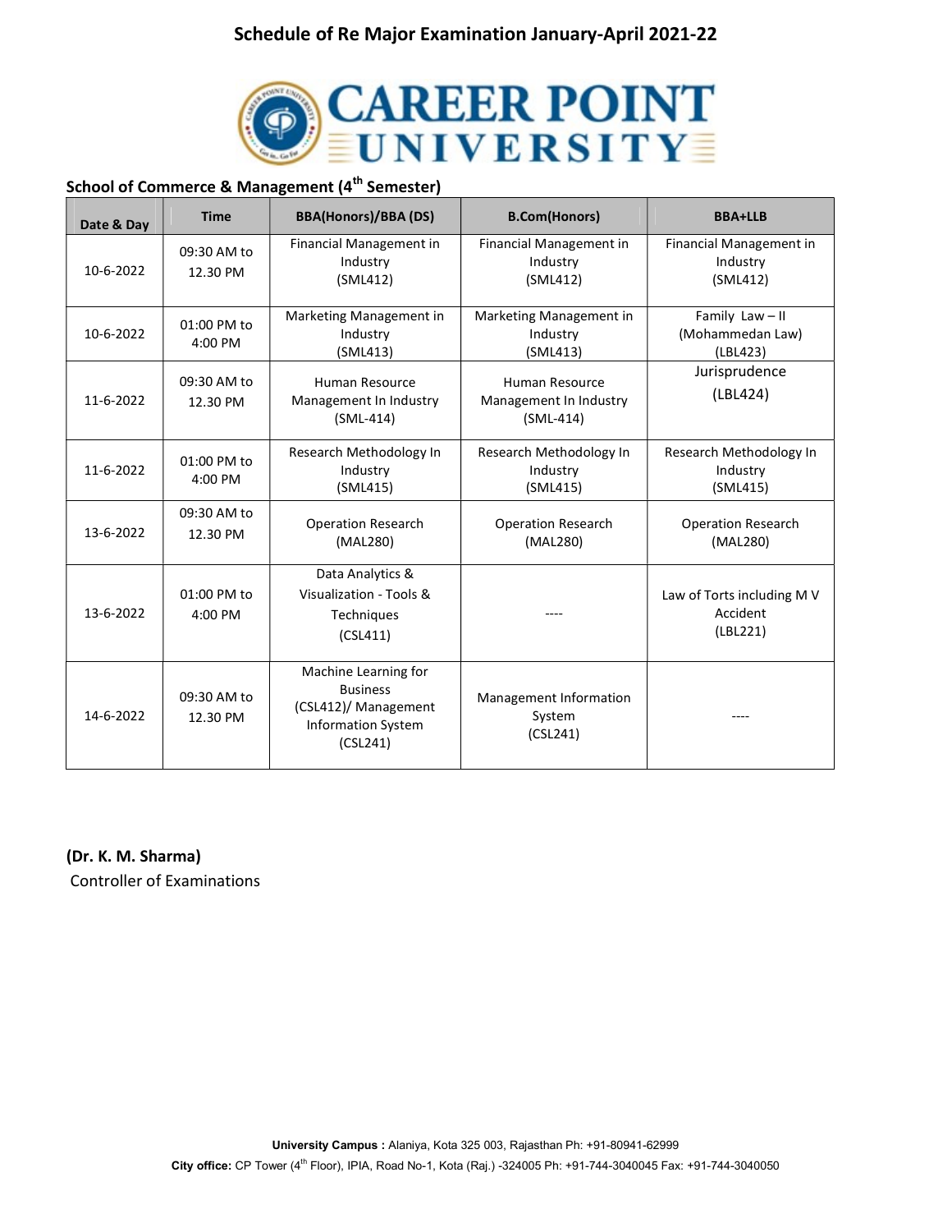# Schedule of Re Major Examination January-April 2021-22

CAREER POINT UNIVERSITY

## School of Commerce & Management (4th Semester)

| Date & Day | Time | BBA(Honors)/BBA (DS) | B.Com(Honors) | BBA+LLB |
|---|---|---|---|---|
| 10-6-2022 | 09:30 AM to 12.30 PM | Financial Management in Industry (SML412) | Financial Management in Industry (SML412) | Financial Management in Industry (SML412) |
| 10-6-2022 | 01:00 PM to 4:00 PM | Marketing Management in Industry (SML413) | Marketing Management in Industry (SML413) | Family Law – II (Mohammedan Law) (LBL423) |
| 11-6-2022 | 09:30 AM to 12.30 PM | Human Resource Management In Industry (SML-414) | Human Resource Management In Industry (SML-414) | Jurisprudence (LBL424) |
| 11-6-2022 | 01:00 PM to 4:00 PM | Research Methodology In Industry (SML415) | Research Methodology In Industry (SML415) | Research Methodology In Industry (SML415) |
| 13-6-2022 | 09:30 AM to 12.30 PM | Operation Research (MAL280) | Operation Research (MAL280) | Operation Research (MAL280) |
| 13-6-2022 | 01:00 PM to 4:00 PM | Data Analytics & Visualization - Tools & Techniques (CSL411) | ---- | Law of Torts including M V Accident (LBL221) |
| 14-6-2022 | 09:30 AM to 12.30 PM | Machine Learning for Business (CSL412)/ Management Information System (CSL241) | Management Information System (CSL241) | ---- |

**(Dr. K. M. Sharma)**
Controller of Examinations

**University Campus :** Alaniya, Kota 325 003, Rajasthan Ph: +91-80941-62999
**City office:** CP Tower (4th Floor), IPIA, Road No-1, Kota (Raj.) -324005 Ph: +91-744-3040045 Fax: +91-744-3040050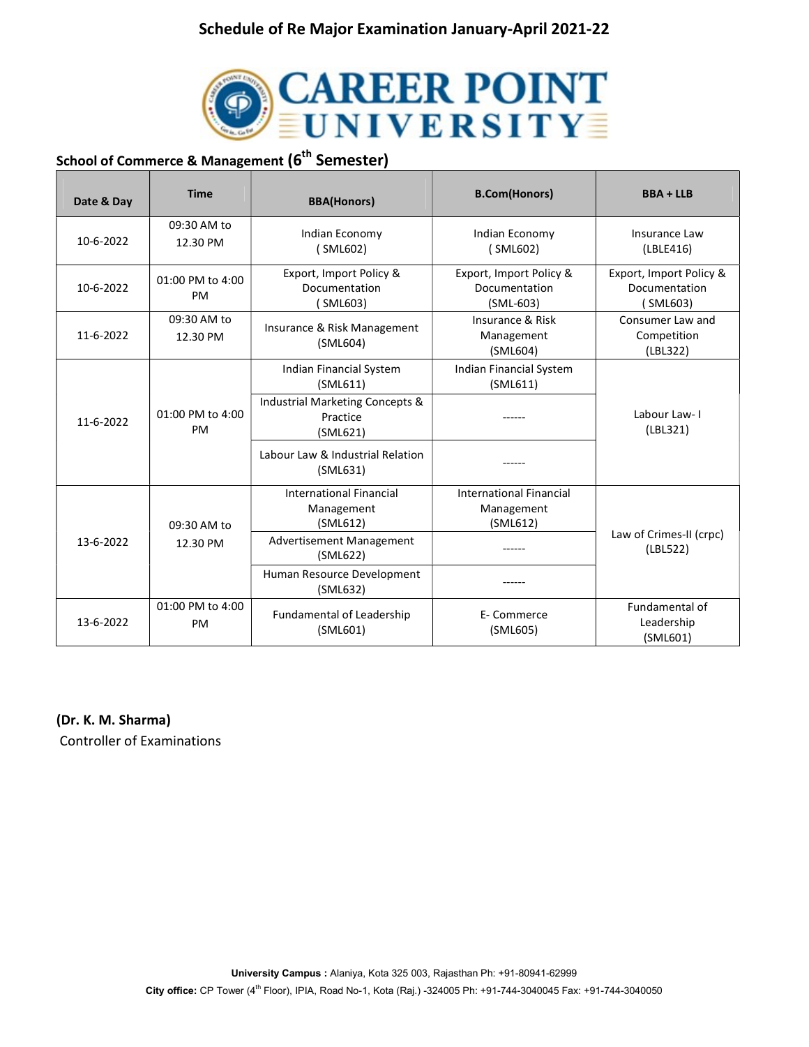# Schedule of Re Major Examination January-April 2021-22

CAREER POINT UNIVERSITY

## School of Commerce & Management (6th Semester)

| Date & Day | Time | BBA(Honors) | B.Com(Honors) | BBA + LLB |
|---|---|---|---|---|
| 10-6-2022 | 09:30 AM to 12.30 PM | Indian Economy ( SML602) | Indian Economy ( SML602) | Insurance Law (LBLE416) |
| 10-6-2022 | 01:00 PM to 4:00 PM | Export, Import Policy & Documentation ( SML603) | Export, Import Policy & Documentation (SML-603) | Export, Import Policy & Documentation ( SML603) |
| 11-6-2022 | 09:30 AM to 12.30 PM | Insurance & Risk Management (SML604) | Insurance & Risk Management (SML604) | Consumer Law and Competition (LBL322) |
| 11-6-2022 | 01:00 PM to 4:00 PM | Indian Financial System (SML611) | Indian Financial System (SML611) | Labour Law- I (LBL321) |
| | | Industrial Marketing Concepts & Practice (SML621) | ------ | |
| | | Labour Law & Industrial Relation (SML631) | ------ | |
| 13-6-2022 | 09:30 AM to 12.30 PM | International Financial Management (SML612) | International Financial Management (SML612) | Law of Crimes-II (crpc) (LBL522) |
| | | Advertisement Management (SML622) | ------ | |
| | | Human Resource Development (SML632) | ------ | |
| 13-6-2022 | 01:00 PM to 4:00 PM | Fundamental of Leadership (SML601) | E- Commerce (SML605) | Fundamental of Leadership (SML601) |

**(Dr. K. M. Sharma)**
Controller of Examinations

**University Campus :** Alaniya, Kota 325 003, Rajasthan Ph: +91-80941-62999
**City office:** CP Tower (4th Floor), IPIA, Road No-1, Kota (Raj.) -324005 Ph: +91-744-3040045 Fax: +91-744-3040050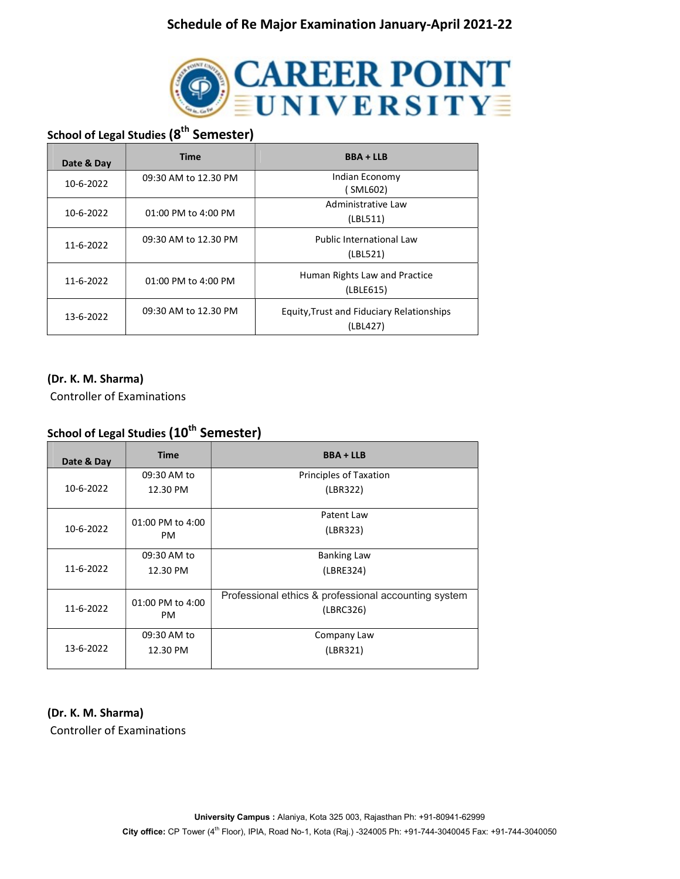# Schedule of Re Major Examination January-April 2021-22

**CAREER POINT UNIVERSITY**

## School of Legal Studies (8th Semester)

| Date & Day | Time | BBA + LLB |
|---|---|---|
| 10-6-2022 | 09:30 AM to 12.30 PM | Indian Economy ( SML602) |
| 10-6-2022 | 01:00 PM to 4:00 PM | Administrative Law (LBL511) |
| 11-6-2022 | 09:30 AM to 12.30 PM | Public International Law (LBL521) |
| 11-6-2022 | 01:00 PM to 4:00 PM | Human Rights Law and Practice (LBLE615) |
| 13-6-2022 | 09:30 AM to 12.30 PM | Equity,Trust and Fiduciary Relationships (LBL427) |

**(Dr. K. M. Sharma)**
Controller of Examinations

## School of Legal Studies (10th Semester)

| Date & Day | Time | BBA + LLB |
|---|---|---|
| 10-6-2022 | 09:30 AM to 12.30 PM | Principles of Taxation (LBR322) |
| 10-6-2022 | 01:00 PM to 4:00 PM | Patent Law (LBR323) |
| 11-6-2022 | 09:30 AM to 12.30 PM | Banking Law (LBRE324) |
| 11-6-2022 | 01:00 PM to 4:00 PM | Professional ethics & professional accounting system (LBRC326) |
| 13-6-2022 | 09:30 AM to 12.30 PM | Company Law (LBR321) |

**(Dr. K. M. Sharma)**
Controller of Examinations

**University Campus :** Alaniya, Kota 325 003, Rajasthan Ph: +91-80941-62999
**City office:** CP Tower (4th Floor), IPIA, Road No-1, Kota (Raj.) -324005 Ph: +91-744-3040045 Fax: +91-744-3040050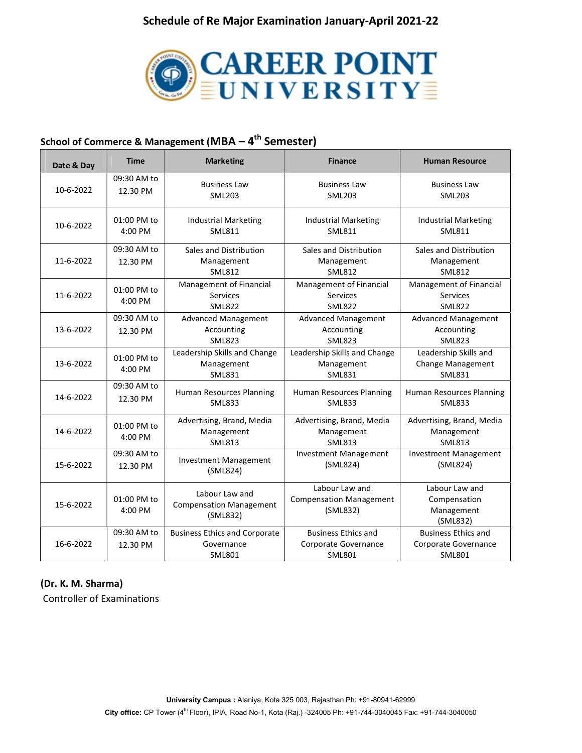# Schedule of Re Major Examination January-April 2021-22

CAREER POINT UNIVERSITY

## School of Commerce & Management (MBA – 4th Semester)

| Date & Day | Time | Marketing | Finance | Human Resource |
|---|---|---|---|---|
| 10-6-2022 | 09:30 AM to 12.30 PM | Business Law SML203 | Business Law SML203 | Business Law SML203 |
| 10-6-2022 | 01:00 PM to 4:00 PM | Industrial Marketing SML811 | Industrial Marketing SML811 | Industrial Marketing SML811 |
| 11-6-2022 | 09:30 AM to 12.30 PM | Sales and Distribution Management SML812 | Sales and Distribution Management SML812 | Sales and Distribution Management SML812 |
| 11-6-2022 | 01:00 PM to 4:00 PM | Management of Financial Services SML822 | Management of Financial Services SML822 | Management of Financial Services SML822 |
| 13-6-2022 | 09:30 AM to 12.30 PM | Advanced Management Accounting SML823 | Advanced Management Accounting SML823 | Advanced Management Accounting SML823 |
| 13-6-2022 | 01:00 PM to 4:00 PM | Leadership Skills and Change Management SML831 | Leadership Skills and Change Management SML831 | Leadership Skills and Change Management SML831 |
| 14-6-2022 | 09:30 AM to 12.30 PM | Human Resources Planning SML833 | Human Resources Planning SML833 | Human Resources Planning SML833 |
| 14-6-2022 | 01:00 PM to 4:00 PM | Advertising, Brand, Media Management SML813 | Advertising, Brand, Media Management SML813 | Advertising, Brand, Media Management SML813 |
| 15-6-2022 | 09:30 AM to 12.30 PM | Investment Management (SML824) | Investment Management (SML824) | Investment Management (SML824) |
| 15-6-2022 | 01:00 PM to 4:00 PM | Labour Law and Compensation Management (SML832) | Labour Law and Compensation Management (SML832) | Labour Law and Compensation Management (SML832) |
| 16-6-2022 | 09:30 AM to 12.30 PM | Business Ethics and Corporate Governance SML801 | Business Ethics and Corporate Governance SML801 | Business Ethics and Corporate Governance SML801 |

**(Dr. K. M. Sharma)**
Controller of Examinations

**University Campus :** Alaniya, Kota 325 003, Rajasthan Ph: +91-80941-62999
**City office:** CP Tower (4th Floor), IPIA, Road No-1, Kota (Raj.) -324005 Ph: +91-744-3040045 Fax: +91-744-3040050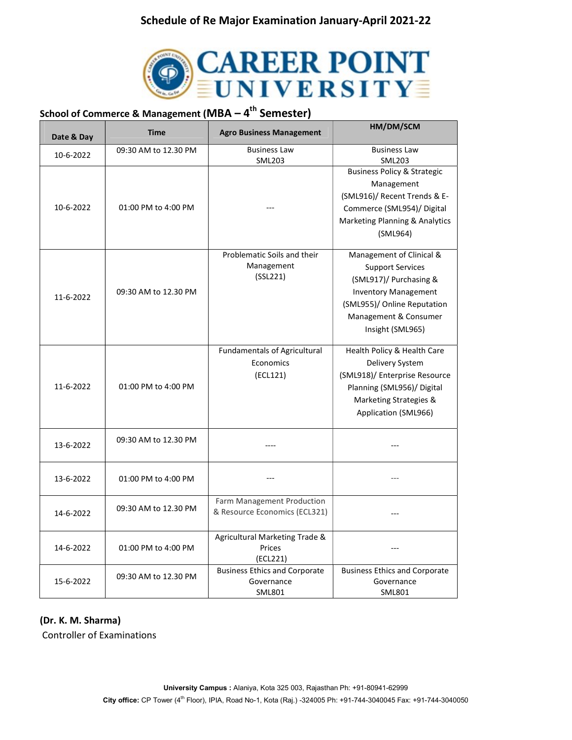# Schedule of Re Major Examination January-April 2021-22

CAREER POINT UNIVERSITY

## School of Commerce & Management (MBA – 4th Semester)

| Date & Day | Time | Agro Business Management | HM/DM/SCM |
|---|---|---|---|
| 10-6-2022 | 09:30 AM to 12.30 PM | Business Law SML203 | Business Law SML203 |
| 10-6-2022 | 01:00 PM to 4:00 PM | --- | Business Policy & Strategic Management (SML916)/ Recent Trends & E-Commerce (SML954)/ Digital Marketing Planning & Analytics (SML964) |
| 11-6-2022 | 09:30 AM to 12.30 PM | Problematic Soils and their Management (SSL221) | Management of Clinical & Support Services (SML917)/ Purchasing & Inventory Management (SML955)/ Online Reputation Management & Consumer Insight (SML965) |
| 11-6-2022 | 01:00 PM to 4:00 PM | Fundamentals of Agricultural Economics (ECL121) | Health Policy & Health Care Delivery System (SML918)/ Enterprise Resource Planning (SML956)/ Digital Marketing Strategies & Application (SML966) |
| 13-6-2022 | 09:30 AM to 12.30 PM | ---- | --- |
| 13-6-2022 | 01:00 PM to 4:00 PM | --- | --- |
| 14-6-2022 | 09:30 AM to 12.30 PM | Farm Management Production & Resource Economics (ECL321) | --- |
| 14-6-2022 | 01:00 PM to 4:00 PM | Agricultural Marketing Trade & Prices (ECL221) | --- |
| 15-6-2022 | 09:30 AM to 12.30 PM | Business Ethics and Corporate Governance SML801 | Business Ethics and Corporate Governance SML801 |

**(Dr. K. M. Sharma)**
Controller of Examinations

**University Campus :** Alaniya, Kota 325 003, Rajasthan Ph: +91-80941-62999
**City office:** CP Tower (4th Floor), IPIA, Road No-1, Kota (Raj.) -324005 Ph: +91-744-3040045 Fax: +91-744-3040050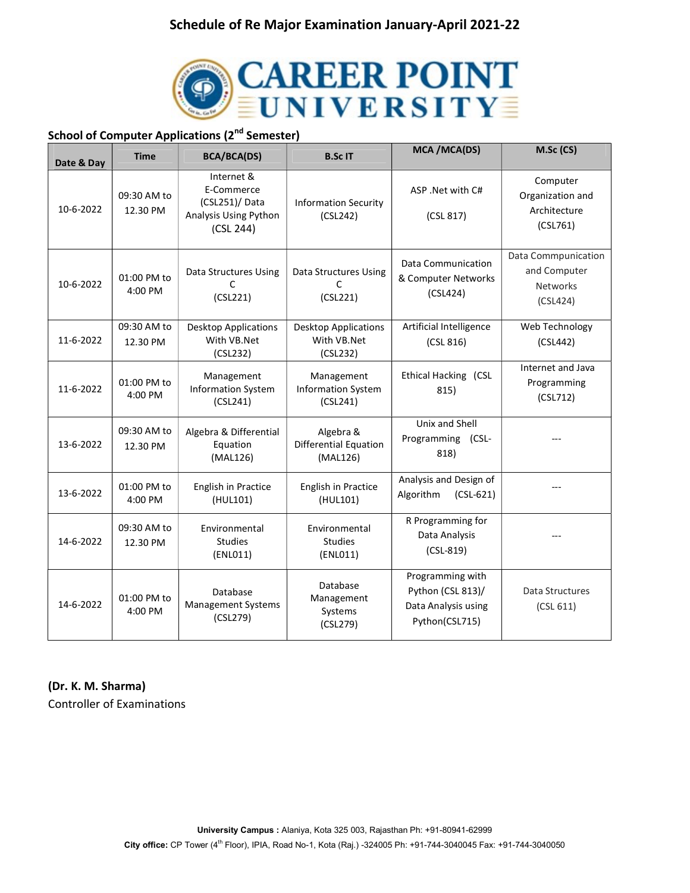# Schedule of Re Major Examination January-April 2021-22

**CAREER POINT UNIVERSITY**

## School of Computer Applications (2nd Semester)

| Date & Day | Time | BCA/BCA(DS) | B.Sc IT | MCA /MCA(DS) | M.Sc (CS) |
|---|---|---|---|---|---|
| 10-6-2022 | 09:30 AM to 12.30 PM | Internet & E-Commerce (CSL251)/ Data Analysis Using Python (CSL 244) | Information Security (CSL242) | ASP .Net with C# (CSL 817) | Computer Organization and Architecture (CSL761) |
| 10-6-2022 | 01:00 PM to 4:00 PM | Data Structures Using C (CSL221) | Data Structures Using C (CSL221) | Data Communication & Computer Networks (CSL424) | Data Commpunication and Computer Networks (CSL424) |
| 11-6-2022 | 09:30 AM to 12.30 PM | Desktop Applications With VB.Net (CSL232) | Desktop Applications With VB.Net (CSL232) | Artificial Intelligence (CSL 816) | Web Technology (CSL442) |
| 11-6-2022 | 01:00 PM to 4:00 PM | Management Information System (CSL241) | Management Information System (CSL241) | Ethical Hacking (CSL 815) | Internet and Java Programming (CSL712) |
| 13-6-2022 | 09:30 AM to 12.30 PM | Algebra & Differential Equation (MAL126) | Algebra & Differential Equation (MAL126) | Unix and Shell Programming (CSL-818) | --- |
| 13-6-2022 | 01:00 PM to 4:00 PM | English in Practice (HUL101) | English in Practice (HUL101) | Analysis and Design of Algorithm (CSL-621) | --- |
| 14-6-2022 | 09:30 AM to 12.30 PM | Environmental Studies (ENL011) | Environmental Studies (ENL011) | R Programming for Data Analysis (CSL-819) | --- |
| 14-6-2022 | 01:00 PM to 4:00 PM | Database Management Systems (CSL279) | Database Management Systems (CSL279) | Programming with Python (CSL 813)/ Data Analysis using Python(CSL715) | Data Structures (CSL 611) |

**(Dr. K. M. Sharma)**
Controller of Examinations

**University Campus :** Alaniya, Kota 325 003, Rajasthan Ph: +91-80941-62999
**City office:** CP Tower (4th Floor), IPIA, Road No-1, Kota (Raj.) -324005 Ph: +91-744-3040045 Fax: +91-744-3040050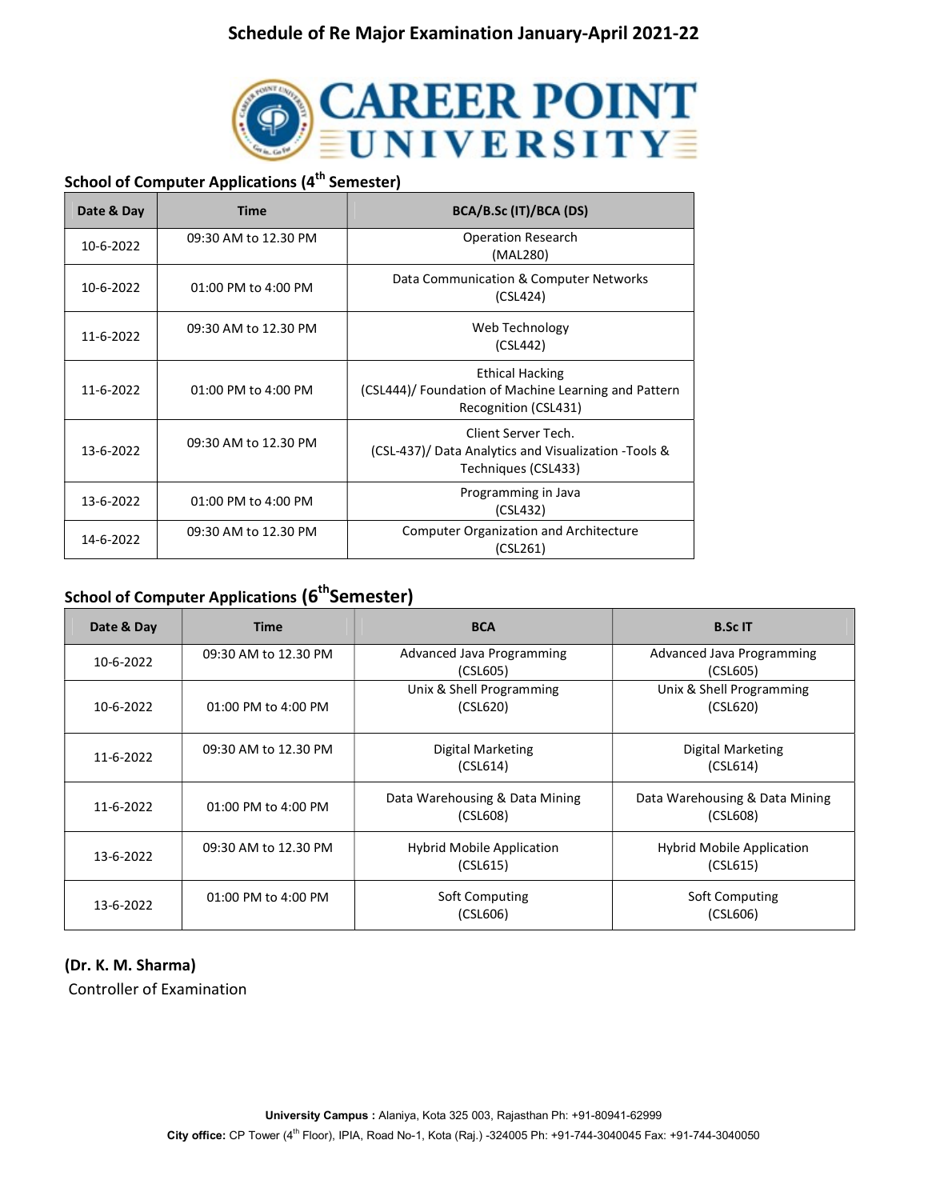# Schedule of Re Major Examination January-April 2021-22

CAREER POINT UNIVERSITY

## School of Computer Applications (4th Semester)

| Date & Day | Time | BCA/B.Sc (IT)/BCA (DS) |
|---|---|---|
| 10-6-2022 | 09:30 AM to 12.30 PM | Operation Research (MAL280) |
| 10-6-2022 | 01:00 PM to 4:00 PM | Data Communication & Computer Networks (CSL424) |
| 11-6-2022 | 09:30 AM to 12.30 PM | Web Technology (CSL442) |
| 11-6-2022 | 01:00 PM to 4:00 PM | Ethical Hacking (CSL444)/ Foundation of Machine Learning and Pattern Recognition (CSL431) |
| 13-6-2022 | 09:30 AM to 12.30 PM | Client Server Tech. (CSL-437)/ Data Analytics and Visualization -Tools & Techniques (CSL433) |
| 13-6-2022 | 01:00 PM to 4:00 PM | Programming in Java (CSL432) |
| 14-6-2022 | 09:30 AM to 12.30 PM | Computer Organization and Architecture (CSL261) |

## School of Computer Applications (6th Semester)

| Date & Day | Time | BCA | B.Sc IT |
|---|---|---|---|
| 10-6-2022 | 09:30 AM to 12.30 PM | Advanced Java Programming (CSL605) | Advanced Java Programming (CSL605) |
| 10-6-2022 | 01:00 PM to 4:00 PM | Unix & Shell Programming (CSL620) | Unix & Shell Programming (CSL620) |
| 11-6-2022 | 09:30 AM to 12.30 PM | Digital Marketing (CSL614) | Digital Marketing (CSL614) |
| 11-6-2022 | 01:00 PM to 4:00 PM | Data Warehousing & Data Mining (CSL608) | Data Warehousing & Data Mining (CSL608) |
| 13-6-2022 | 09:30 AM to 12.30 PM | Hybrid Mobile Application (CSL615) | Hybrid Mobile Application (CSL615) |
| 13-6-2022 | 01:00 PM to 4:00 PM | Soft Computing (CSL606) | Soft Computing (CSL606) |

**(Dr. K. M. Sharma)**
Controller of Examination

**University Campus :** Alaniya, Kota 325 003, Rajasthan Ph: +91-80941-62999
**City office:** CP Tower (4th Floor), IPIA, Road No-1, Kota (Raj.) -324005 Ph: +91-744-3040045 Fax: +91-744-3040050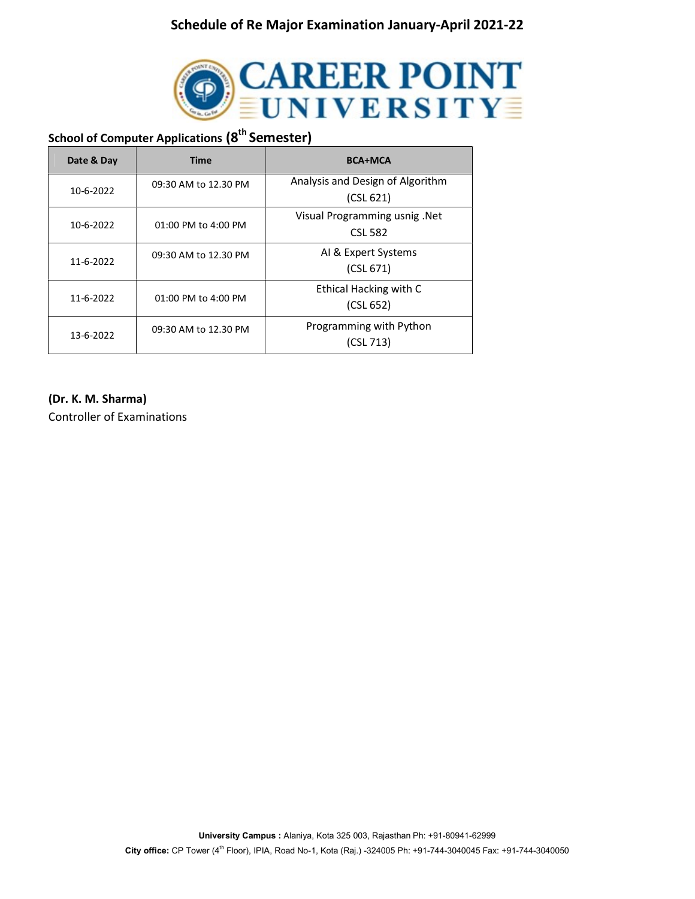# Schedule of Re Major Examination January-April 2021-22

CAREER POINT UNIVERSITY

### School of Computer Applications (8th Semester)

| Date & Day | Time | BCA+MCA |
|---|---|---|
| 10-6-2022 | 09:30 AM to 12.30 PM | Analysis and Design of Algorithm (CSL 621) |
| 10-6-2022 | 01:00 PM to 4:00 PM | Visual Programming usnig .Net CSL 582 |
| 11-6-2022 | 09:30 AM to 12.30 PM | AI & Expert Systems (CSL 671) |
| 11-6-2022 | 01:00 PM to 4:00 PM | Ethical Hacking with C (CSL 652) |
| 13-6-2022 | 09:30 AM to 12.30 PM | Programming with Python (CSL 713) |

**(Dr. K. M. Sharma)**
Controller of Examinations

**University Campus :** Alaniya, Kota 325 003, Rajasthan Ph: +91-80941-62999
**City office:** CP Tower (4th Floor), IPIA, Road No-1, Kota (Raj.) -324005 Ph: +91-744-3040045 Fax: +91-744-3040050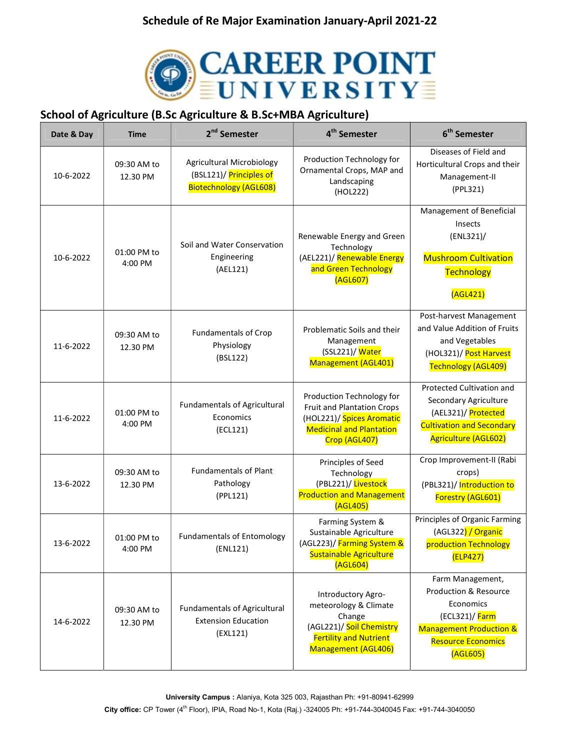# Schedule of Re Major Examination January-April 2021-22

CAREER POINT UNIVERSITY

## School of Agriculture (B.Sc Agriculture & B.Sc+MBA Agriculture)

| Date & Day | Time | 2nd Semester | 4th Semester | 6th Semester |
|---|---|---|---|---|
| 10-6-2022 | 09:30 AM to 12.30 PM | Agricultural Microbiology (BSL121)/ Principles of Biotechnology (AGL608) | Production Technology for Ornamental Crops, MAP and Landscaping (HOL222) | Diseases of Field and Horticultural Crops and their Management-II (PPL321) |
| 10-6-2022 | 01:00 PM to 4:00 PM | Soil and Water Conservation Engineering (AEL121) | Renewable Energy and Green Technology (AEL221)/ Renewable Energy and Green Technology (AGL607) | Management of Beneficial Insects (ENL321)/ Mushroom Cultivation Technology (AGL421) |
| 11-6-2022 | 09:30 AM to 12.30 PM | Fundamentals of Crop Physiology (BSL122) | Problematic Soils and their Management (SSL221)/ Water Management (AGL401) | Post-harvest Management and Value Addition of Fruits and Vegetables (HOL321)/ Post Harvest Technology (AGL409) |
| 11-6-2022 | 01:00 PM to 4:00 PM | Fundamentals of Agricultural Economics (ECL121) | Production Technology for Fruit and Plantation Crops (HOL221)/ Spices Aromatic Medicinal and Plantation Crop (AGL407) | Protected Cultivation and Secondary Agriculture (AEL321)/ Protected Cultivation and Secondary Agriculture (AGL602) |
| 13-6-2022 | 09:30 AM to 12.30 PM | Fundamentals of Plant Pathology (PPL121) | Principles of Seed Technology (PBL221)/ Livestock Production and Management (AGL405) | Crop Improvement-II (Rabi crops) (PBL321)/ Introduction to Forestry (AGL601) |
| 13-6-2022 | 01:00 PM to 4:00 PM | Fundamentals of Entomology (ENL121) | Farming System & Sustainable Agriculture (AGL223)/ Farming System & Sustainable Agriculture (AGL604) | Principles of Organic Farming (AGL322) / Organic production Technology (ELP427) |
| 14-6-2022 | 09:30 AM to 12.30 PM | Fundamentals of Agricultural Extension Education (EXL121) | Introductory Agro-meteorology & Climate Change (AGL221)/ Soil Chemistry Fertility and Nutrient Management (AGL406) | Farm Management, Production & Resource Economics (ECL321)/ Farm Management Production & Resource Economics (AGL605) |

**University Campus :** Alaniya, Kota 325 003, Rajasthan Ph: +91-80941-62999

**City office:** CP Tower (4th Floor), IPIA, Road No-1, Kota (Raj.) -324005 Ph: +91-744-3040045 Fax: +91-744-3040050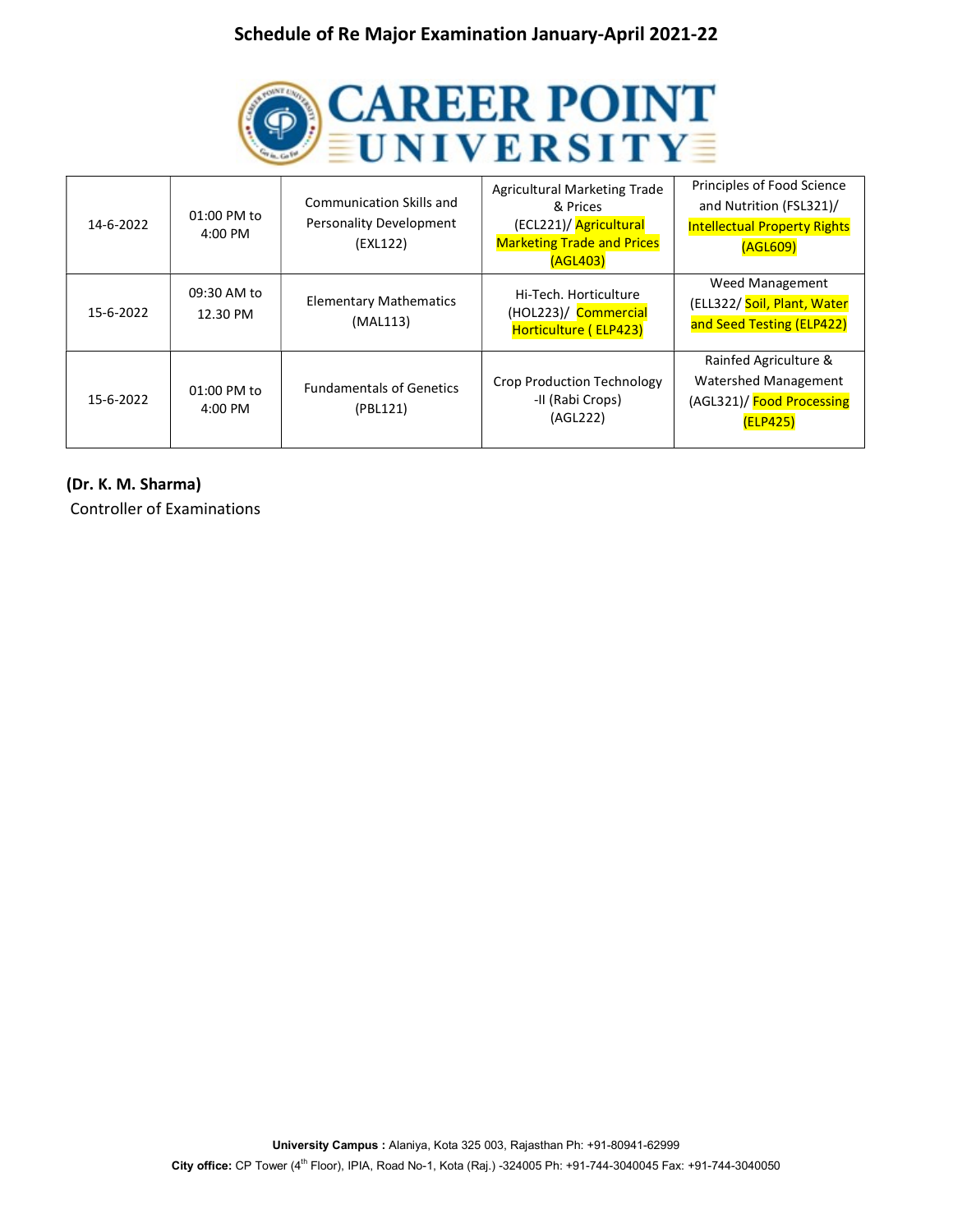## Schedule of Re Major Examination January-April 2021-22

# CAREER POINT UNIVERSITY

| | | | | |
|---|---|---|---|---|
| 14-6-2022 | 01:00 PM to 4:00 PM | Communication Skills and Personality Development (EXL122) | Agricultural Marketing Trade & Prices (ECL221)/ Agricultural Marketing Trade and Prices (AGL403) | Principles of Food Science and Nutrition (FSL321)/ Intellectual Property Rights (AGL609) |
| 15-6-2022 | 09:30 AM to 12.30 PM | Elementary Mathematics (MAL113) | Hi-Tech. Horticulture (HOL223)/ Commercial Horticulture ( ELP423) | Weed Management (ELL322/ Soil, Plant, Water and Seed Testing (ELP422) |
| 15-6-2022 | 01:00 PM to 4:00 PM | Fundamentals of Genetics (PBL121) | Crop Production Technology -II (Rabi Crops) (AGL222) | Rainfed Agriculture & Watershed Management (AGL321)/ Food Processing (ELP425) |

**(Dr. K. M. Sharma)**
Controller of Examinations

**University Campus :** Alaniya, Kota 325 003, Rajasthan Ph: +91-80941-62999
**City office:** CP Tower (4th Floor), IPIA, Road No-1, Kota (Raj.) -324005 Ph: +91-744-3040045 Fax: +91-744-3040050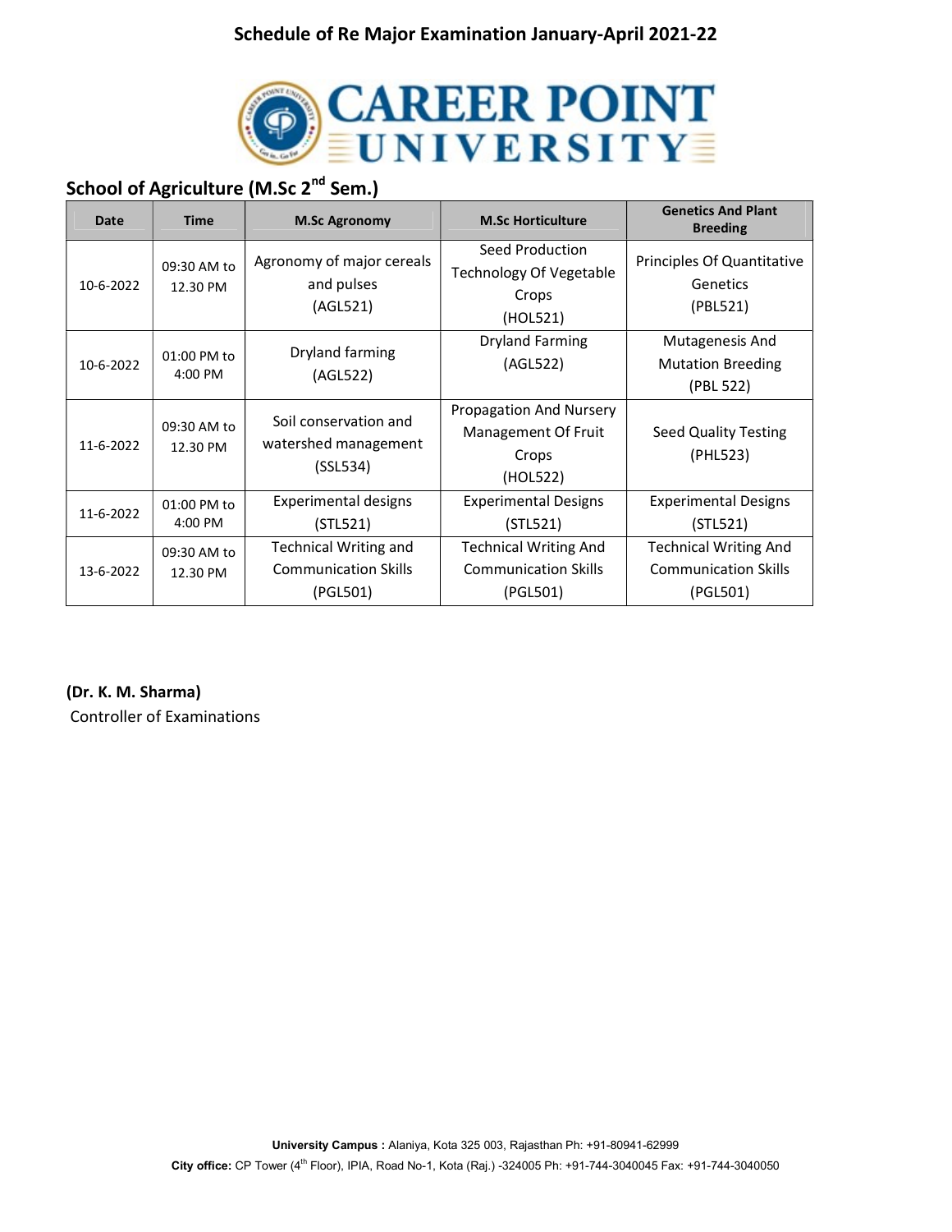# Schedule of Re Major Examination January-April 2021-22

**CAREER POINT UNIVERSITY**

## School of Agriculture (M.Sc 2nd Sem.)

| Date | Time | M.Sc Agronomy | M.Sc Horticulture | Genetics And Plant Breeding |
|---|---|---|---|---|
| 10-6-2022 | 09:30 AM to 12.30 PM | Agronomy of major cereals and pulses (AGL521) | Seed Production Technology Of Vegetable Crops (HOL521) | Principles Of Quantitative Genetics (PBL521) |
| 10-6-2022 | 01:00 PM to 4:00 PM | Dryland farming (AGL522) | Dryland Farming (AGL522) | Mutagenesis And Mutation Breeding (PBL 522) |
| 11-6-2022 | 09:30 AM to 12.30 PM | Soil conservation and watershed management (SSL534) | Propagation And Nursery Management Of Fruit Crops (HOL522) | Seed Quality Testing (PHL523) |
| 11-6-2022 | 01:00 PM to 4:00 PM | Experimental designs (STL521) | Experimental Designs (STL521) | Experimental Designs (STL521) |
| 13-6-2022 | 09:30 AM to 12.30 PM | Technical Writing and Communication Skills (PGL501) | Technical Writing And Communication Skills (PGL501) | Technical Writing And Communication Skills (PGL501) |

**(Dr. K. M. Sharma)**
Controller of Examinations

**University Campus :** Alaniya, Kota 325 003, Rajasthan Ph: +91-80941-62999
**City office:** CP Tower (4th Floor), IPIA, Road No-1, Kota (Raj.) -324005 Ph: +91-744-3040045 Fax: +91-744-3040050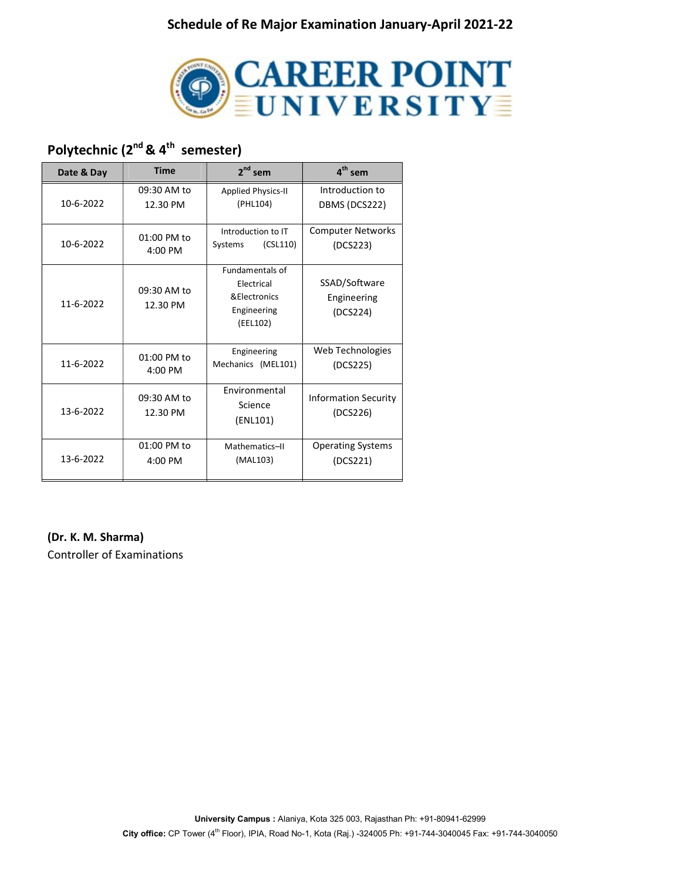# Schedule of Re Major Examination January-April 2021-22

**CAREER POINT UNIVERSITY**

## Polytechnic (2nd & 4th semester)

| Date & Day | Time | 2nd sem | 4th sem |
|---|---|---|---|
| 10-6-2022 | 09:30 AM to 12.30 PM | Applied Physics-II (PHL104) | Introduction to DBMS (DCS222) |
| 10-6-2022 | 01:00 PM to 4:00 PM | Introduction to IT Systems (CSL110) | Computer Networks (DCS223) |
| 11-6-2022 | 09:30 AM to 12.30 PM | Fundamentals of Electrical &Electronics Engineering (EEL102) | SSAD/Software Engineering (DCS224) |
| 11-6-2022 | 01:00 PM to 4:00 PM | Engineering Mechanics (MEL101) | Web Technologies (DCS225) |
| 13-6-2022 | 09:30 AM to 12.30 PM | Environmental Science (ENL101) | Information Security (DCS226) |
| 13-6-2022 | 01:00 PM to 4:00 PM | Mathematics–II (MAL103) | Operating Systems (DCS221) |

**(Dr. K. M. Sharma)**
Controller of Examinations

**University Campus :** Alaniya, Kota 325 003, Rajasthan Ph: +91-80941-62999
**City office:** CP Tower (4th Floor), IPIA, Road No-1, Kota (Raj.) -324005 Ph: +91-744-3040045 Fax: +91-744-3040050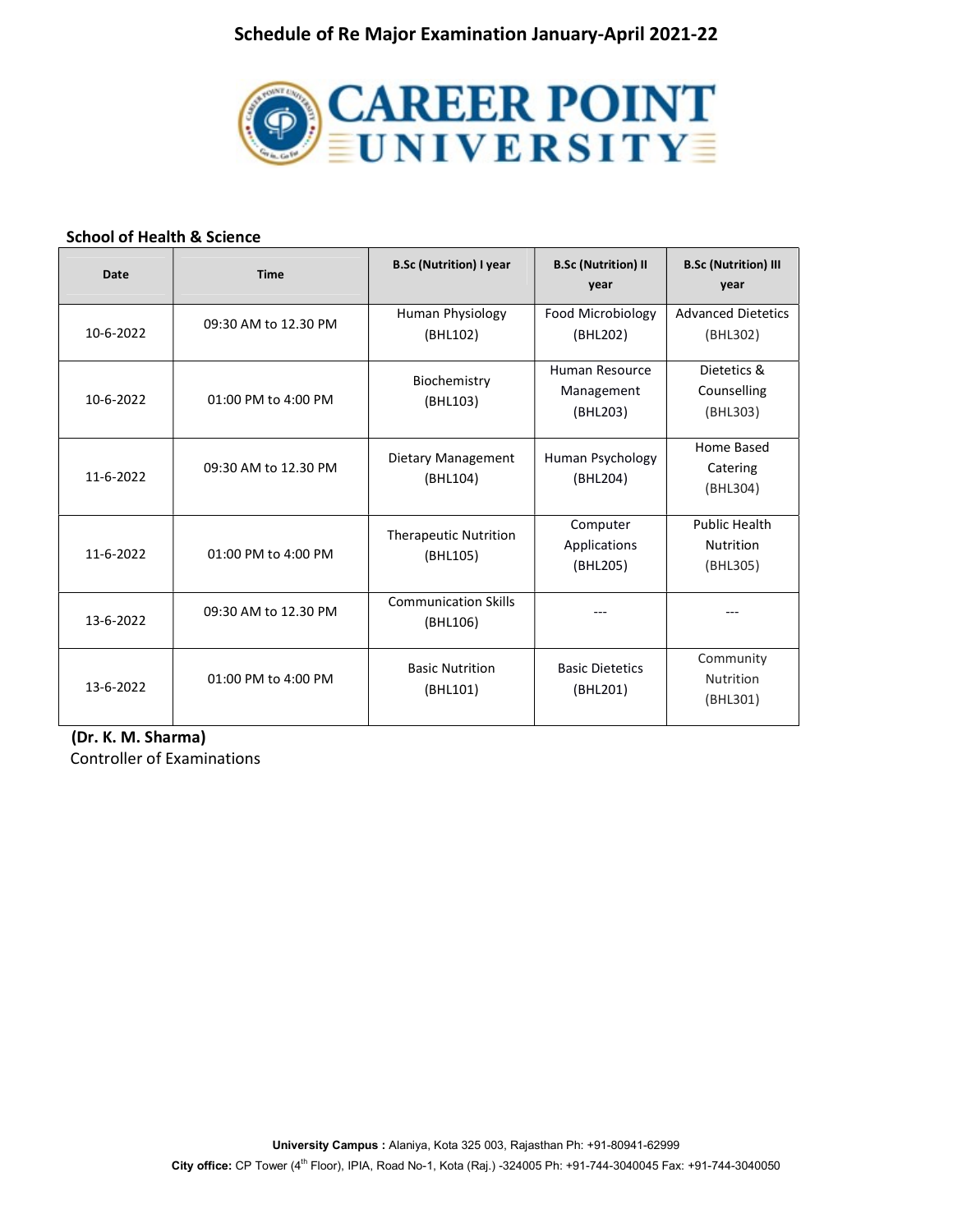# Schedule of Re Major Examination January-April 2021-22

CAREER POINT UNIVERSITY

**School of Health & Science**

| Date | Time | B.Sc (Nutrition) I year | B.Sc (Nutrition) II year | B.Sc (Nutrition) III year |
|---|---|---|---|---|
| 10-6-2022 | 09:30 AM to 12.30 PM | Human Physiology (BHL102) | Food Microbiology (BHL202) | Advanced Dietetics (BHL302) |
| 10-6-2022 | 01:00 PM to 4:00 PM | Biochemistry (BHL103) | Human Resource Management (BHL203) | Dietetics & Counselling (BHL303) |
| 11-6-2022 | 09:30 AM to 12.30 PM | Dietary Management (BHL104) | Human Psychology (BHL204) | Home Based Catering (BHL304) |
| 11-6-2022 | 01:00 PM to 4:00 PM | Therapeutic Nutrition (BHL105) | Computer Applications (BHL205) | Public Health Nutrition (BHL305) |
| 13-6-2022 | 09:30 AM to 12.30 PM | Communication Skills (BHL106) | --- | --- |
| 13-6-2022 | 01:00 PM to 4:00 PM | Basic Nutrition (BHL101) | Basic Dietetics (BHL201) | Community Nutrition (BHL301) |

**(Dr. K. M. Sharma)**
Controller of Examinations

**University Campus :** Alaniya, Kota 325 003, Rajasthan Ph: +91-80941-62999
**City office:** CP Tower (4th Floor), IPIA, Road No-1, Kota (Raj.) -324005 Ph: +91-744-3040045 Fax: +91-744-3040050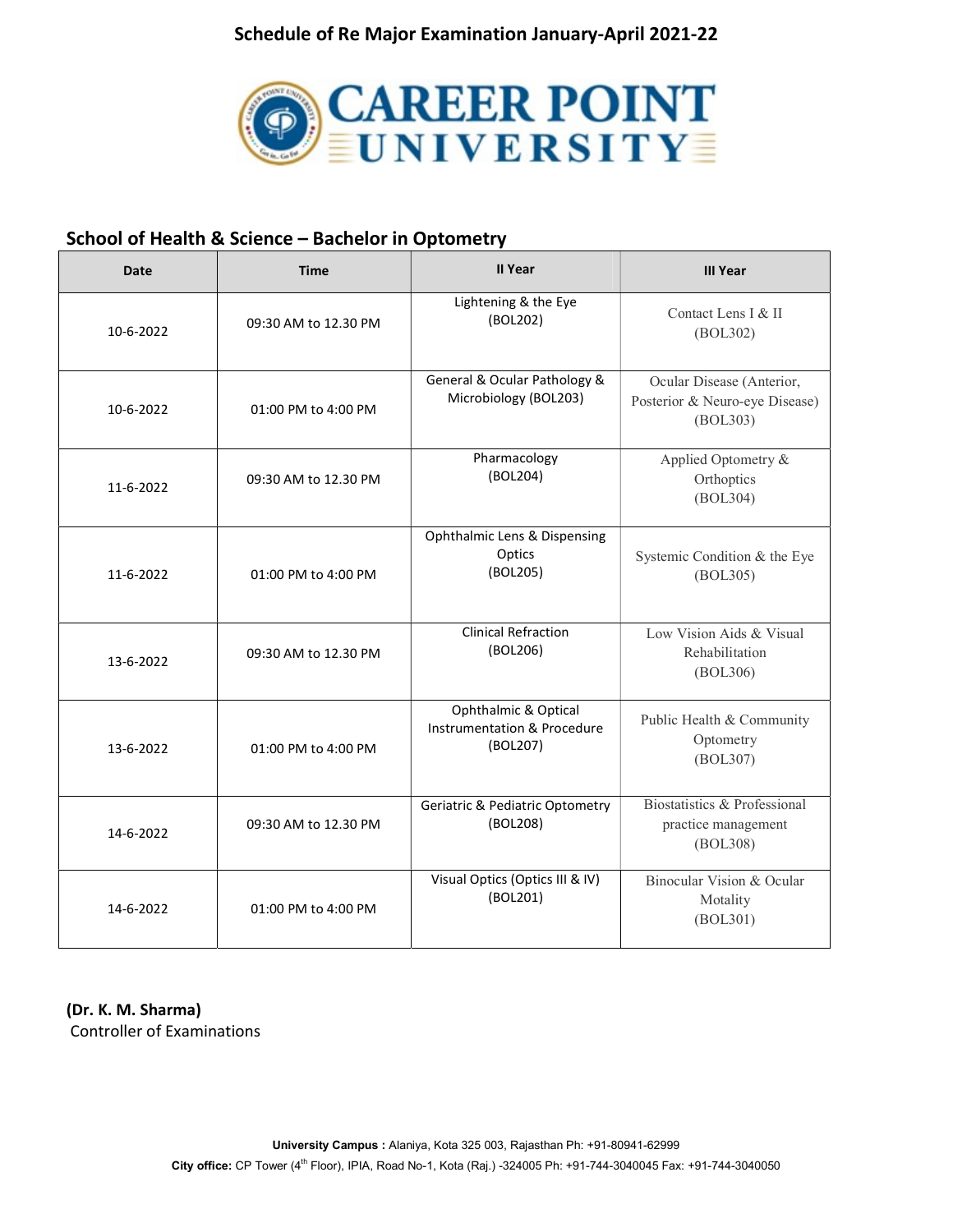# Schedule of Re Major Examination January-April 2021-22

**CAREER POINT UNIVERSITY**

## School of Health & Science – Bachelor in Optometry

| Date | Time | II Year | III Year |
|---|---|---|---|
| 10-6-2022 | 09:30 AM to 12.30 PM | Lightening & the Eye (BOL202) | Contact Lens I & II (BOL302) |
| 10-6-2022 | 01:00 PM to 4:00 PM | General & Ocular Pathology & Microbiology (BOL203) | Ocular Disease (Anterior, Posterior & Neuro-eye Disease) (BOL303) |
| 11-6-2022 | 09:30 AM to 12.30 PM | Pharmacology (BOL204) | Applied Optometry & Orthoptics (BOL304) |
| 11-6-2022 | 01:00 PM to 4:00 PM | Ophthalmic Lens & Dispensing Optics (BOL205) | Systemic Condition & the Eye (BOL305) |
| 13-6-2022 | 09:30 AM to 12.30 PM | Clinical Refraction (BOL206) | Low Vision Aids & Visual Rehabilitation (BOL306) |
| 13-6-2022 | 01:00 PM to 4:00 PM | Ophthalmic & Optical Instrumentation & Procedure (BOL207) | Public Health & Community Optometry (BOL307) |
| 14-6-2022 | 09:30 AM to 12.30 PM | Geriatric & Pediatric Optometry (BOL208) | Biostatistics & Professional practice management (BOL308) |
| 14-6-2022 | 01:00 PM to 4:00 PM | Visual Optics (Optics III & IV) (BOL201) | Binocular Vision & Ocular Motality (BOL301) |

**(Dr. K. M. Sharma)**
Controller of Examinations

**University Campus :** Alaniya, Kota 325 003, Rajasthan Ph: +91-80941-62999
**City office:** CP Tower (4th Floor), IPIA, Road No-1, Kota (Raj.) -324005 Ph: +91-744-3040045 Fax: +91-744-3040050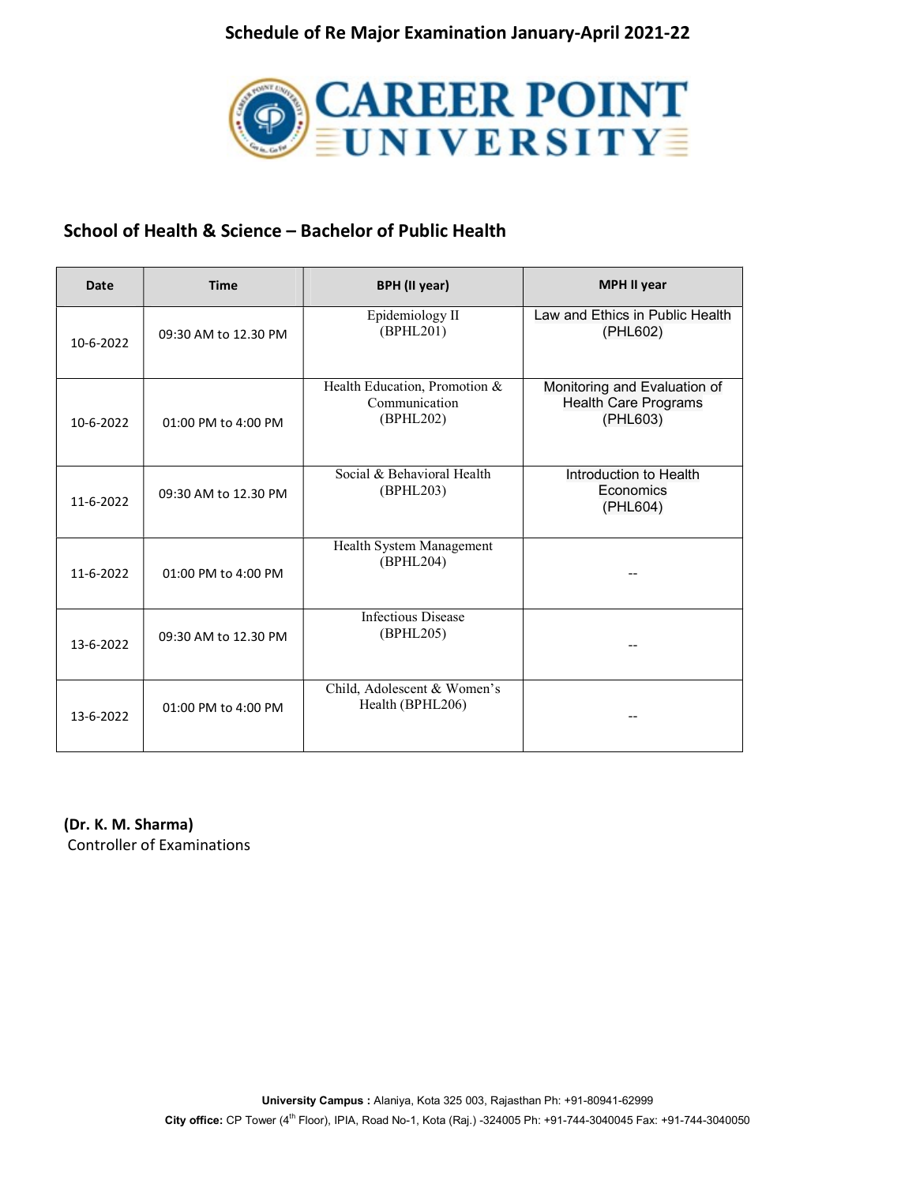# Schedule of Re Major Examination January-April 2021-22

CAREER POINT UNIVERSITY

## School of Health & Science – Bachelor of Public Health

| Date | Time | BPH (II year) | MPH II year |
|---|---|---|---|
| 10-6-2022 | 09:30 AM to 12.30 PM | Epidemiology II (BPHL201) | Law and Ethics in Public Health (PHL602) |
| 10-6-2022 | 01:00 PM to 4:00 PM | Health Education, Promotion & Communication (BPHL202) | Monitoring and Evaluation of Health Care Programs (PHL603) |
| 11-6-2022 | 09:30 AM to 12.30 PM | Social & Behavioral Health (BPHL203) | Introduction to Health Economics (PHL604) |
| 11-6-2022 | 01:00 PM to 4:00 PM | Health System Management (BPHL204) | -- |
| 13-6-2022 | 09:30 AM to 12.30 PM | Infectious Disease (BPHL205) | -- |
| 13-6-2022 | 01:00 PM to 4:00 PM | Child, Adolescent & Women's Health (BPHL206) | -- |

**(Dr. K. M. Sharma)**
Controller of Examinations

**University Campus :** Alaniya, Kota 325 003, Rajasthan Ph: +91-80941-62999
**City office:** CP Tower (4th Floor), IPIA, Road No-1, Kota (Raj.) -324005 Ph: +91-744-3040045 Fax: +91-744-3040050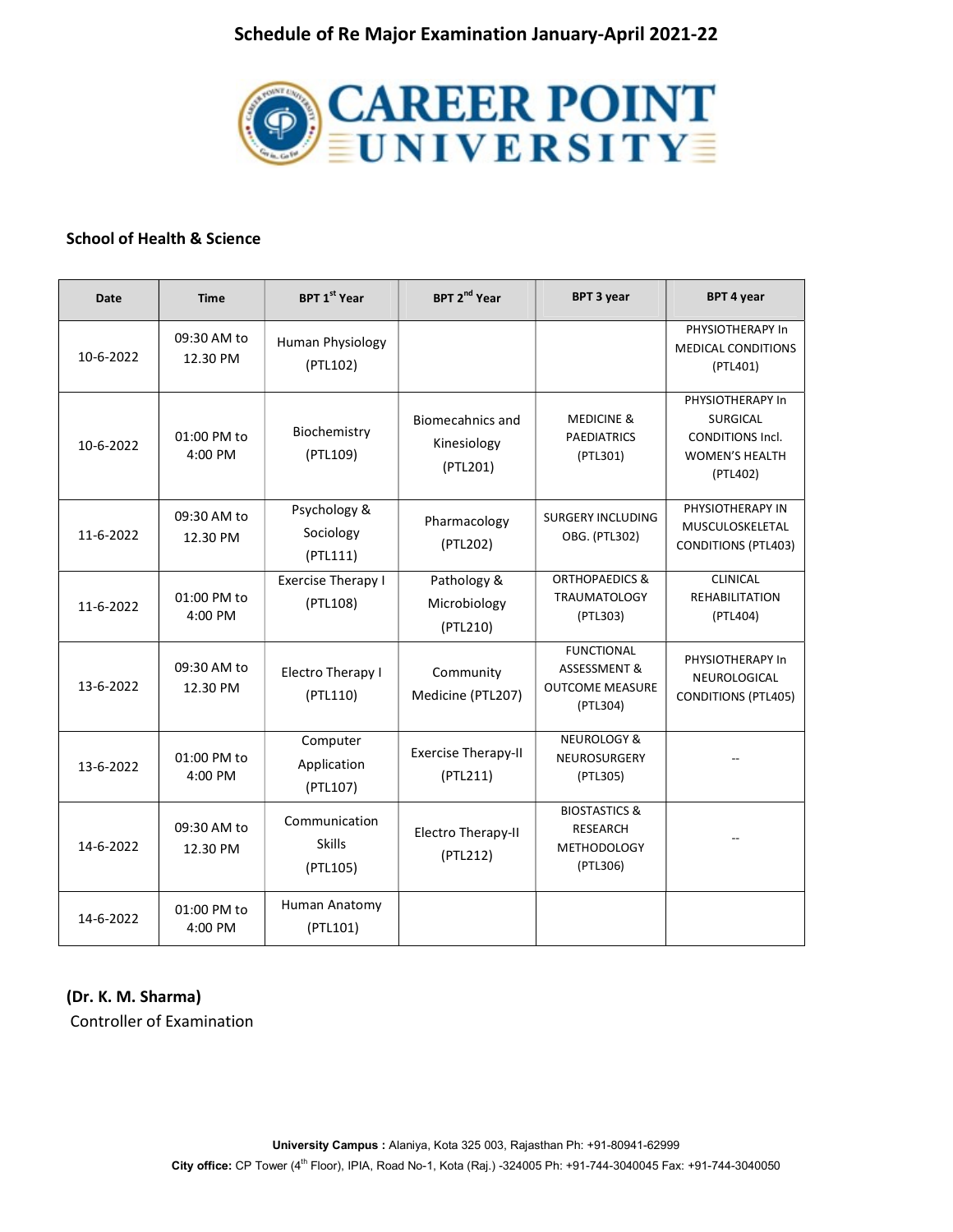# Schedule of Re Major Examination January-April 2021-22

CAREER POINT UNIVERSITY

### School of Health & Science

| Date | Time | BPT 1st Year | BPT 2nd Year | BPT 3 year | BPT 4 year |
|---|---|---|---|---|---|
| 10-6-2022 | 09:30 AM to 12.30 PM | Human Physiology (PTL102) | | | PHYSIOTHERAPY In MEDICAL CONDITIONS (PTL401) |
| 10-6-2022 | 01:00 PM to 4:00 PM | Biochemistry (PTL109) | Biomecahnics and Kinesiology (PTL201) | MEDICINE & PAEDIATRICS (PTL301) | PHYSIOTHERAPY In SURGICAL CONDITIONS Incl. WOMEN'S HEALTH (PTL402) |
| 11-6-2022 | 09:30 AM to 12.30 PM | Psychology & Sociology (PTL111) | Pharmacology (PTL202) | SURGERY INCLUDING OBG. (PTL302) | PHYSIOTHERAPY IN MUSCULOSKELETAL CONDITIONS (PTL403) |
| 11-6-2022 | 01:00 PM to 4:00 PM | Exercise Therapy I (PTL108) | Pathology & Microbiology (PTL210) | ORTHOPAEDICS & TRAUMATOLOGY (PTL303) | CLINICAL REHABILITATION (PTL404) |
| 13-6-2022 | 09:30 AM to 12.30 PM | Electro Therapy I (PTL110) | Community Medicine (PTL207) | FUNCTIONAL ASSESSMENT & OUTCOME MEASURE (PTL304) | PHYSIOTHERAPY In NEUROLOGICAL CONDITIONS (PTL405) |
| 13-6-2022 | 01:00 PM to 4:00 PM | Computer Application (PTL107) | Exercise Therapy-II (PTL211) | NEUROLOGY & NEUROSURGERY (PTL305) | -- |
| 14-6-2022 | 09:30 AM to 12.30 PM | Communication Skills (PTL105) | Electro Therapy-II (PTL212) | BIOSTASTICS & RESEARCH METHODOLOGY (PTL306) | -- |
| 14-6-2022 | 01:00 PM to 4:00 PM | Human Anatomy (PTL101) | | | |

**(Dr. K. M. Sharma)**
Controller of Examination

**University Campus :** Alaniya, Kota 325 003, Rajasthan Ph: +91-80941-62999
**City office:** CP Tower (4th Floor), IPIA, Road No-1, Kota (Raj.) -324005 Ph: +91-744-3040045 Fax: +91-744-3040050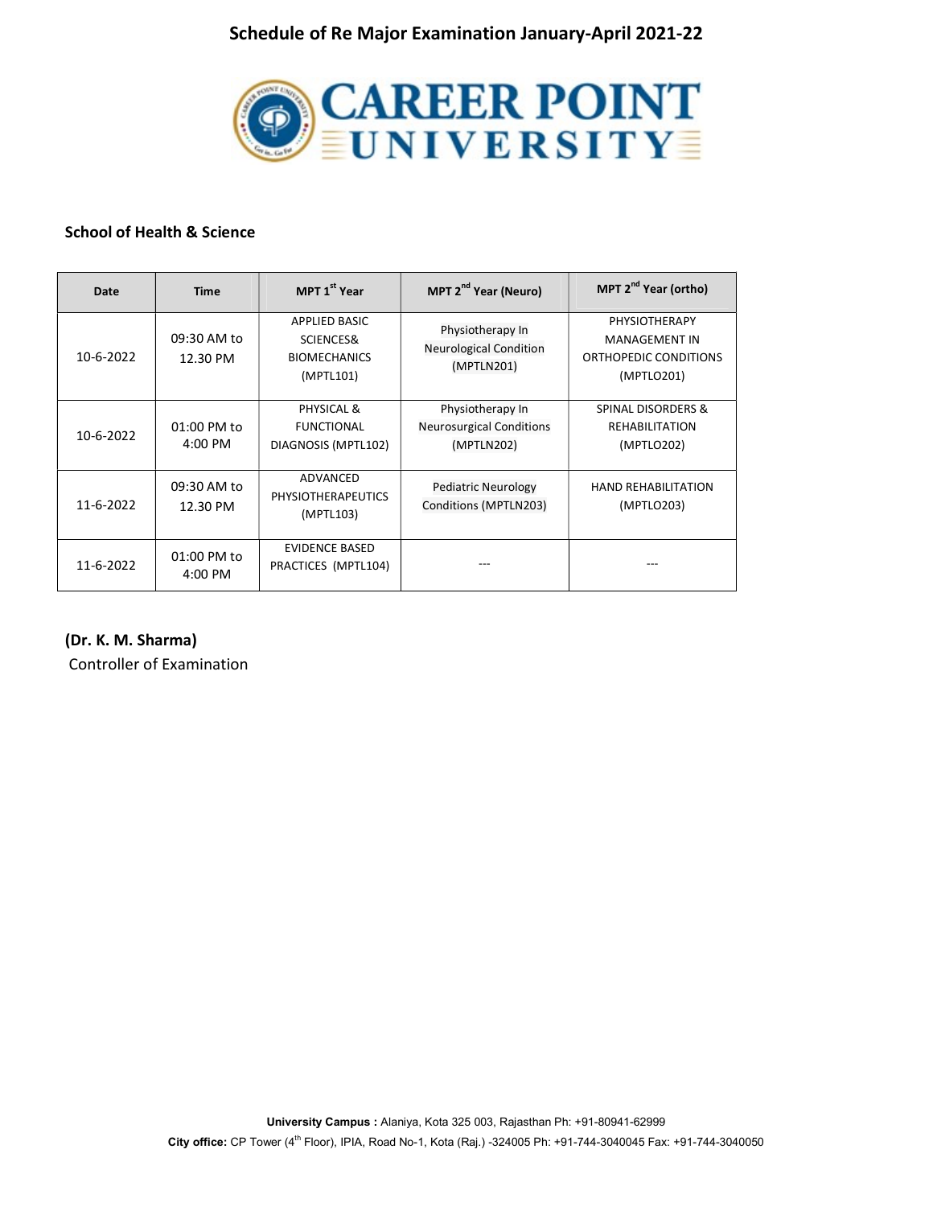# Schedule of Re Major Examination January-April 2021-22

## CAREER POINT UNIVERSITY

### School of Health & Science

| Date | Time | MPT 1st Year | MPT 2nd Year (Neuro) | MPT 2nd Year (ortho) |
|---|---|---|---|---|
| 10-6-2022 | 09:30 AM to 12.30 PM | APPLIED BASIC SCIENCES& BIOMECHANICS (MPTL101) | Physiotherapy In Neurological Condition (MPTLN201) | PHYSIOTHERAPY MANAGEMENT IN ORTHOPEDIC CONDITIONS (MPTLO201) |
| 10-6-2022 | 01:00 PM to 4:00 PM | PHYSICAL & FUNCTIONAL DIAGNOSIS (MPTL102) | Physiotherapy In Neurosurgical Conditions (MPTLN202) | SPINAL DISORDERS & REHABILITATION (MPTLO202) |
| 11-6-2022 | 09:30 AM to 12.30 PM | ADVANCED PHYSIOTHERAPEUTICS (MPTL103) | Pediatric Neurology Conditions (MPTLN203) | HAND REHABILITATION (MPTLO203) |
| 11-6-2022 | 01:00 PM to 4:00 PM | EVIDENCE BASED PRACTICES (MPTL104) | --- | --- |

**(Dr. K. M. Sharma)**
Controller of Examination

**University Campus :** Alaniya, Kota 325 003, Rajasthan Ph: +91-80941-62999
**City office:** CP Tower (4th Floor), IPIA, Road No-1, Kota (Raj.) -324005 Ph: +91-744-3040045 Fax: +91-744-3040050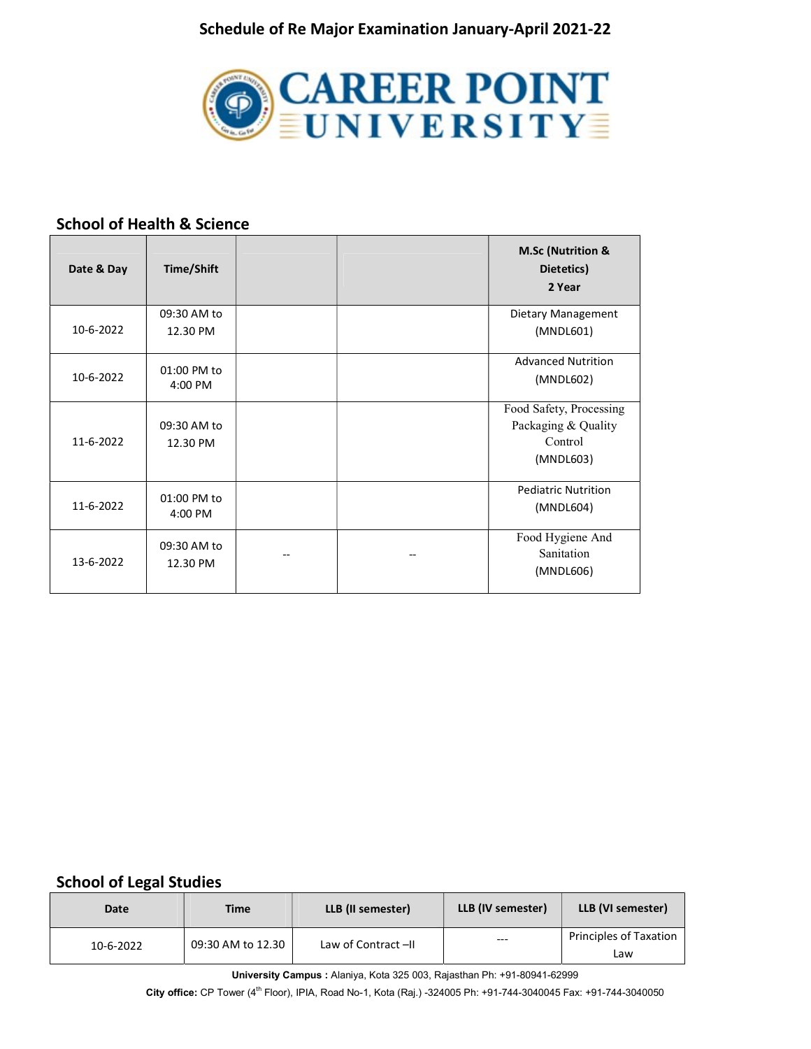# Schedule of Re Major Examination January-April 2021-22

**CAREER POINT UNIVERSITY**

## School of Health & Science

| Date & Day | Time/Shift | | | M.Sc (Nutrition & Dietetics) 2 Year |
|---|---|---|---|---|
| 10-6-2022 | 09:30 AM to 12.30 PM | | | Dietary Management (MNDL601) |
| 10-6-2022 | 01:00 PM to 4:00 PM | | | Advanced Nutrition (MNDL602) |
| 11-6-2022 | 09:30 AM to 12.30 PM | | | Food Safety, Processing Packaging & Quality Control (MNDL603) |
| 11-6-2022 | 01:00 PM to 4:00 PM | | | Pediatric Nutrition (MNDL604) |
| 13-6-2022 | 09:30 AM to 12.30 PM | -- | -- | Food Hygiene And Sanitation (MNDL606) |

## School of Legal Studies

| Date | Time | LLB (II semester) | LLB (IV semester) | LLB (VI semester) |
|---|---|---|---|---|
| 10-6-2022 | 09:30 AM to 12.30 | Law of Contract –II | --- | Principles of Taxation Law |

**University Campus :** Alaniya, Kota 325 003, Rajasthan Ph: +91-80941-62999

**City office:** CP Tower (4th Floor), IPIA, Road No-1, Kota (Raj.) -324005 Ph: +91-744-3040045 Fax: +91-744-3040050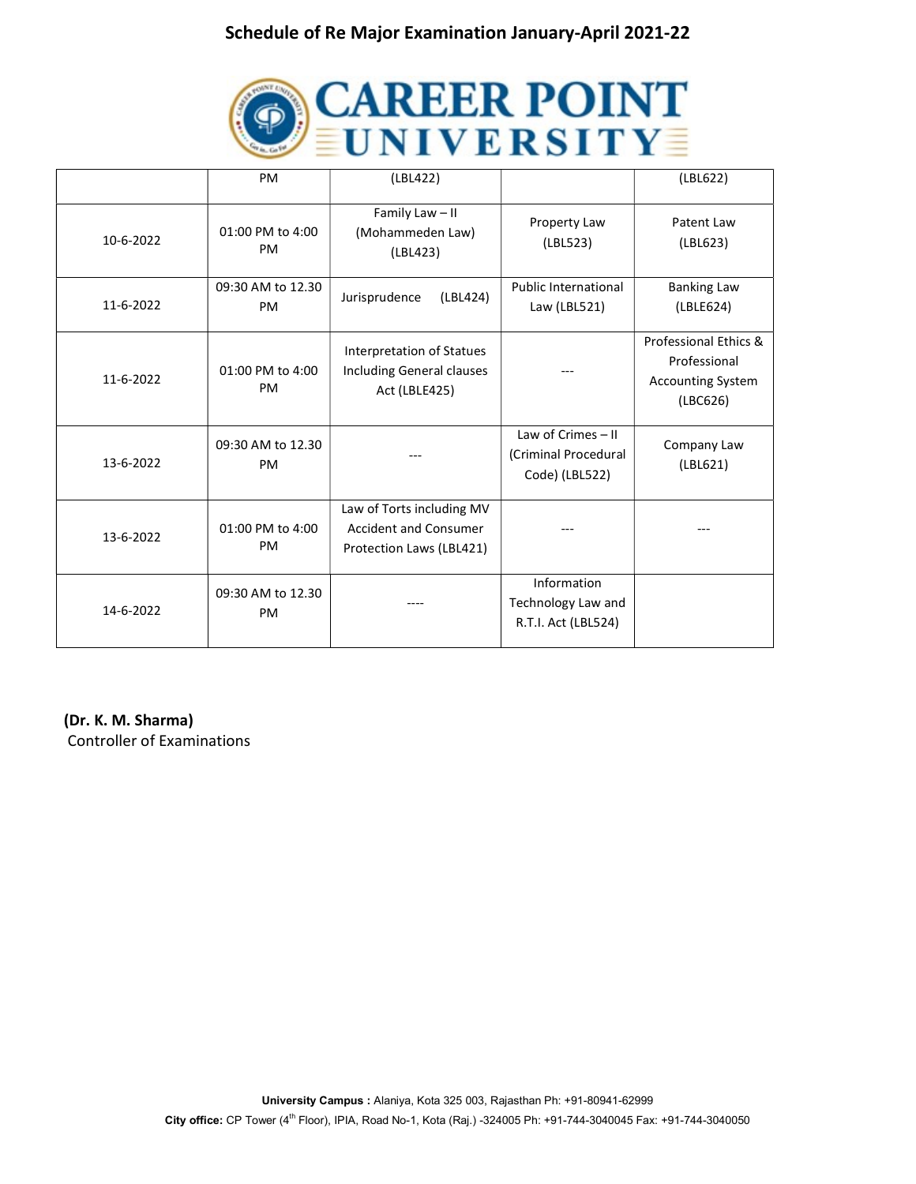# Schedule of Re Major Examination January-April 2021-22

| | | | | |
|---|---|---|---|---|
| | PM | (LBL422) | | (LBL622) |
| 10-6-2022 | 01:00 PM to 4:00 PM | Family Law – II (Mohammeden Law) (LBL423) | Property Law (LBL523) | Patent Law (LBL623) |
| 11-6-2022 | 09:30 AM to 12.30 PM | Jurisprudence (LBL424) | Public International Law (LBL521) | Banking Law (LBLE624) |
| 11-6-2022 | 01:00 PM to 4:00 PM | Interpretation of Statues Including General clauses Act (LBLE425) | --- | Professional Ethics & Professional Accounting System (LBC626) |
| 13-6-2022 | 09:30 AM to 12.30 PM | --- | Law of Crimes – II (Criminal Procedural Code) (LBL522) | Company Law (LBL621) |
| 13-6-2022 | 01:00 PM to 4:00 PM | Law of Torts including MV Accident and Consumer Protection Laws (LBL421) | --- | --- |
| 14-6-2022 | 09:30 AM to 12.30 PM | ---- | Information Technology Law and R.T.I. Act (LBL524) | |

**(Dr. K. M. Sharma)**
Controller of Examinations

**University Campus :** Alaniya, Kota 325 003, Rajasthan Ph: +91-80941-62999
**City office:** CP Tower (4th Floor), IPIA, Road No-1, Kota (Raj.) -324005 Ph: +91-744-3040045 Fax: +91-744-3040050